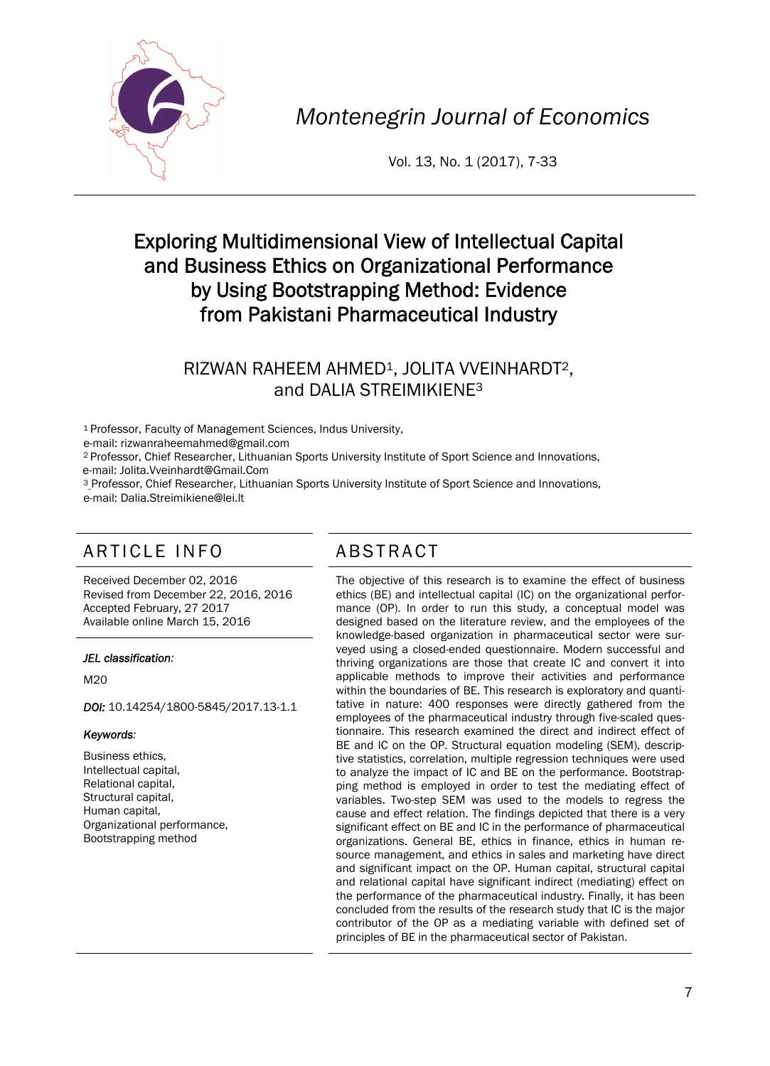# Montenegrin Journal of Economics

# Exploring Multidimensional View of Intellectual Capital and Business Ethics on Organizational Performance by Using Bootstrapping Method: Evidence from Pakistani Pharmaceutical Industry

RIZWAN RAHEEM AHMED[1], JOLITA VVEINHARDT[2], and DALIA STREIMIKIENE[3]

[1] Professor, Faculty of Management Sciences, Indus University,
e-mail: rizwanraheemahmed@gmail.com

[2] Professor, Chief Researcher, Lithuanian Sports University Institute of Sport Science and Innovations,
e-mail: Jolita.Vveinhardt@Gmail.Com

[3] Professor, Chief Researcher, Lithuanian Sports University Institute of Sport Science and Innovations,
e-mail: Dalia.Streimikiene@lei.lt

## ARTICLE INFO

Received December 02, 2016
Revised from December 22, 2016, 2016
Accepted February, 27 2017
Available online March 15, 2016

*JEL classification:*

M20

***DOI:*** 10.14254/1800-5845/2017.13-1.1

*Keywords:*

Business ethics,
Intellectual capital,
Relational capital,
Structural capital,
Human capital,
Organizational performance,
Bootstrapping method

## ABSTRACT

The objective of this research is to examine the effect of business ethics (BE) and intellectual capital (IC) on the organizational performance (OP). In order to run this study, a conceptual model was designed based on the literature review, and the employees of the knowledge-based organization in pharmaceutical sector were surveyed using a closed-ended questionnaire. Modern successful and thriving organizations are those that create IC and convert it into applicable methods to improve their activities and performance within the boundaries of BE. This research is exploratory and quantitative in nature: 400 responses were directly gathered from the employees of the pharmaceutical industry through five-scaled questionnaire. This research examined the direct and indirect effect of BE and IC on the OP. Structural equation modeling (SEM), descriptive statistics, correlation, multiple regression techniques were used to analyze the impact of IC and BE on the performance. Bootstrapping method is employed in order to test the mediating effect of variables. Two-step SEM was used to the models to regress the cause and effect relation. The findings depicted that there is a very significant effect on BE and IC in the performance of pharmaceutical organizations. General BE, ethics in finance, ethics in human resource management, and ethics in sales and marketing have direct and significant impact on the OP. Human capital, structural capital and relational capital have significant indirect (mediating) effect on the performance of the pharmaceutical industry. Finally, it has been concluded from the results of the research study that IC is the major contributor of the OP as a mediating variable with defined set of principles of BE in the pharmaceutical sector of Pakistan.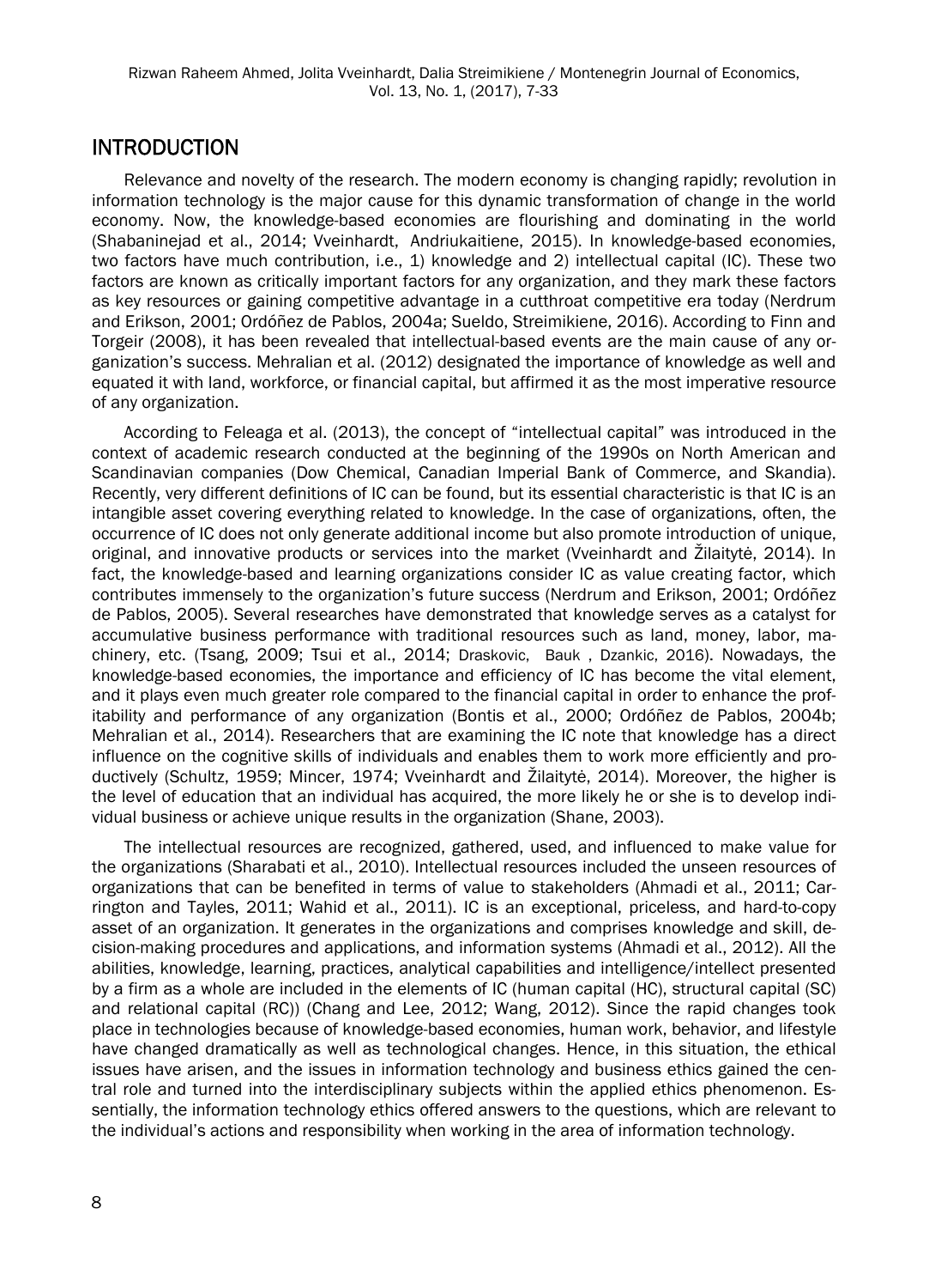## INTRODUCTION

Relevance and novelty of the research. The modern economy is changing rapidly; revolution in information technology is the major cause for this dynamic transformation of change in the world economy. Now, the knowledge-based economies are flourishing and dominating in the world (Shabaninejad et al., 2014; Vveinhardt, Andriukaitiene, 2015). In knowledge-based economies, two factors have much contribution, i.e., 1) knowledge and 2) intellectual capital (IC). These two factors are known as critically important factors for any organization, and they mark these factors as key resources or gaining competitive advantage in a cutthroat competitive era today (Nerdrum and Erikson, 2001; Ordóñez de Pablos, 2004a; Sueldo, Streimikiene, 2016). According to Finn and Torgeir (2008), it has been revealed that intellectual-based events are the main cause of any organization's success. Mehralian et al. (2012) designated the importance of knowledge as well and equated it with land, workforce, or financial capital, but affirmed it as the most imperative resource of any organization.

According to Feleaga et al. (2013), the concept of "intellectual capital" was introduced in the context of academic research conducted at the beginning of the 1990s on North American and Scandinavian companies (Dow Chemical, Canadian Imperial Bank of Commerce, and Skandia). Recently, very different definitions of IC can be found, but its essential characteristic is that IC is an intangible asset covering everything related to knowledge. In the case of organizations, often, the occurrence of IC does not only generate additional income but also promote introduction of unique, original, and innovative products or services into the market (Vveinhardt and Žilaitytė, 2014). In fact, the knowledge-based and learning organizations consider IC as value creating factor, which contributes immensely to the organization's future success (Nerdrum and Erikson, 2001; Ordóñez de Pablos, 2005). Several researches have demonstrated that knowledge serves as a catalyst for accumulative business performance with traditional resources such as land, money, labor, machinery, etc. (Tsang, 2009; Tsui et al., 2014; Draskovic, Bauk , Dzankic, 2016). Nowadays, the knowledge-based economies, the importance and efficiency of IC has become the vital element, and it plays even much greater role compared to the financial capital in order to enhance the profitability and performance of any organization (Bontis et al., 2000; Ordóñez de Pablos, 2004b; Mehralian et al., 2014). Researchers that are examining the IC note that knowledge has a direct influence on the cognitive skills of individuals and enables them to work more efficiently and productively (Schultz, 1959; Mincer, 1974; Vveinhardt and Žilaitytė, 2014). Moreover, the higher is the level of education that an individual has acquired, the more likely he or she is to develop individual business or achieve unique results in the organization (Shane, 2003).

The intellectual resources are recognized, gathered, used, and influenced to make value for the organizations (Sharabati et al., 2010). Intellectual resources included the unseen resources of organizations that can be benefited in terms of value to stakeholders (Ahmadi et al., 2011; Carrington and Tayles, 2011; Wahid et al., 2011). IC is an exceptional, priceless, and hard-to-copy asset of an organization. It generates in the organizations and comprises knowledge and skill, decision-making procedures and applications, and information systems (Ahmadi et al., 2012). All the abilities, knowledge, learning, practices, analytical capabilities and intelligence/intellect presented by a firm as a whole are included in the elements of IC (human capital (HC), structural capital (SC) and relational capital (RC)) (Chang and Lee, 2012; Wang, 2012). Since the rapid changes took place in technologies because of knowledge-based economies, human work, behavior, and lifestyle have changed dramatically as well as technological changes. Hence, in this situation, the ethical issues have arisen, and the issues in information technology and business ethics gained the central role and turned into the interdisciplinary subjects within the applied ethics phenomenon. Essentially, the information technology ethics offered answers to the questions, which are relevant to the individual's actions and responsibility when working in the area of information technology.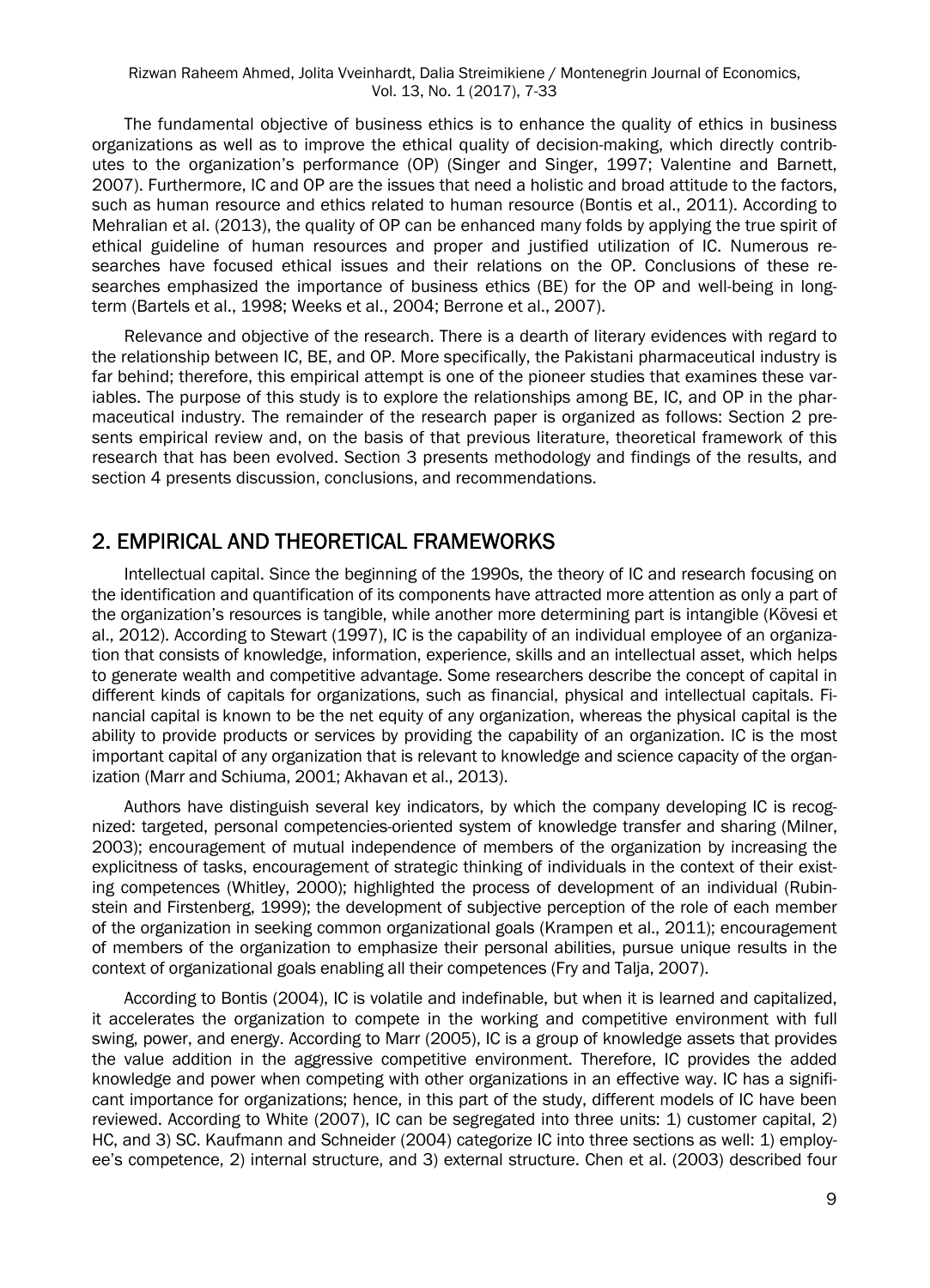The fundamental objective of business ethics is to enhance the quality of ethics in business organizations as well as to improve the ethical quality of decision-making, which directly contributes to the organization's performance (OP) (Singer and Singer, 1997; Valentine and Barnett, 2007). Furthermore, IC and OP are the issues that need a holistic and broad attitude to the factors, such as human resource and ethics related to human resource (Bontis et al., 2011). According to Mehralian et al. (2013), the quality of OP can be enhanced many folds by applying the true spirit of ethical guideline of human resources and proper and justified utilization of IC. Numerous researches have focused ethical issues and their relations on the OP. Conclusions of these researches emphasized the importance of business ethics (BE) for the OP and well-being in long-term (Bartels et al., 1998; Weeks et al., 2004; Berrone et al., 2007).

Relevance and objective of the research. There is a dearth of literary evidences with regard to the relationship between IC, BE, and OP. More specifically, the Pakistani pharmaceutical industry is far behind; therefore, this empirical attempt is one of the pioneer studies that examines these variables. The purpose of this study is to explore the relationships among BE, IC, and OP in the pharmaceutical industry. The remainder of the research paper is organized as follows: Section 2 presents empirical review and, on the basis of that previous literature, theoretical framework of this research that has been evolved. Section 3 presents methodology and findings of the results, and section 4 presents discussion, conclusions, and recommendations.

## 2. EMPIRICAL AND THEORETICAL FRAMEWORKS

Intellectual capital. Since the beginning of the 1990s, the theory of IC and research focusing on the identification and quantification of its components have attracted more attention as only a part of the organization's resources is tangible, while another more determining part is intangible (Kövesi et al., 2012). According to Stewart (1997), IC is the capability of an individual employee of an organization that consists of knowledge, information, experience, skills and an intellectual asset, which helps to generate wealth and competitive advantage. Some researchers describe the concept of capital in different kinds of capitals for organizations, such as financial, physical and intellectual capitals. Financial capital is known to be the net equity of any organization, whereas the physical capital is the ability to provide products or services by providing the capability of an organization. IC is the most important capital of any organization that is relevant to knowledge and science capacity of the organization (Marr and Schiuma, 2001; Akhavan et al., 2013).

Authors have distinguish several key indicators, by which the company developing IC is recognized: targeted, personal competencies-oriented system of knowledge transfer and sharing (Milner, 2003); encouragement of mutual independence of members of the organization by increasing the explicitness of tasks, encouragement of strategic thinking of individuals in the context of their existing competences (Whitley, 2000); highlighted the process of development of an individual (Rubinstein and Firstenberg, 1999); the development of subjective perception of the role of each member of the organization in seeking common organizational goals (Krampen et al., 2011); encouragement of members of the organization to emphasize their personal abilities, pursue unique results in the context of organizational goals enabling all their competences (Fry and Talja, 2007).

According to Bontis (2004), IC is volatile and indefinable, but when it is learned and capitalized, it accelerates the organization to compete in the working and competitive environment with full swing, power, and energy. According to Marr (2005), IC is a group of knowledge assets that provides the value addition in the aggressive competitive environment. Therefore, IC provides the added knowledge and power when competing with other organizations in an effective way. IC has a significant importance for organizations; hence, in this part of the study, different models of IC have been reviewed. According to White (2007), IC can be segregated into three units: 1) customer capital, 2) HC, and 3) SC. Kaufmann and Schneider (2004) categorize IC into three sections as well: 1) employee's competence, 2) internal structure, and 3) external structure. Chen et al. (2003) described four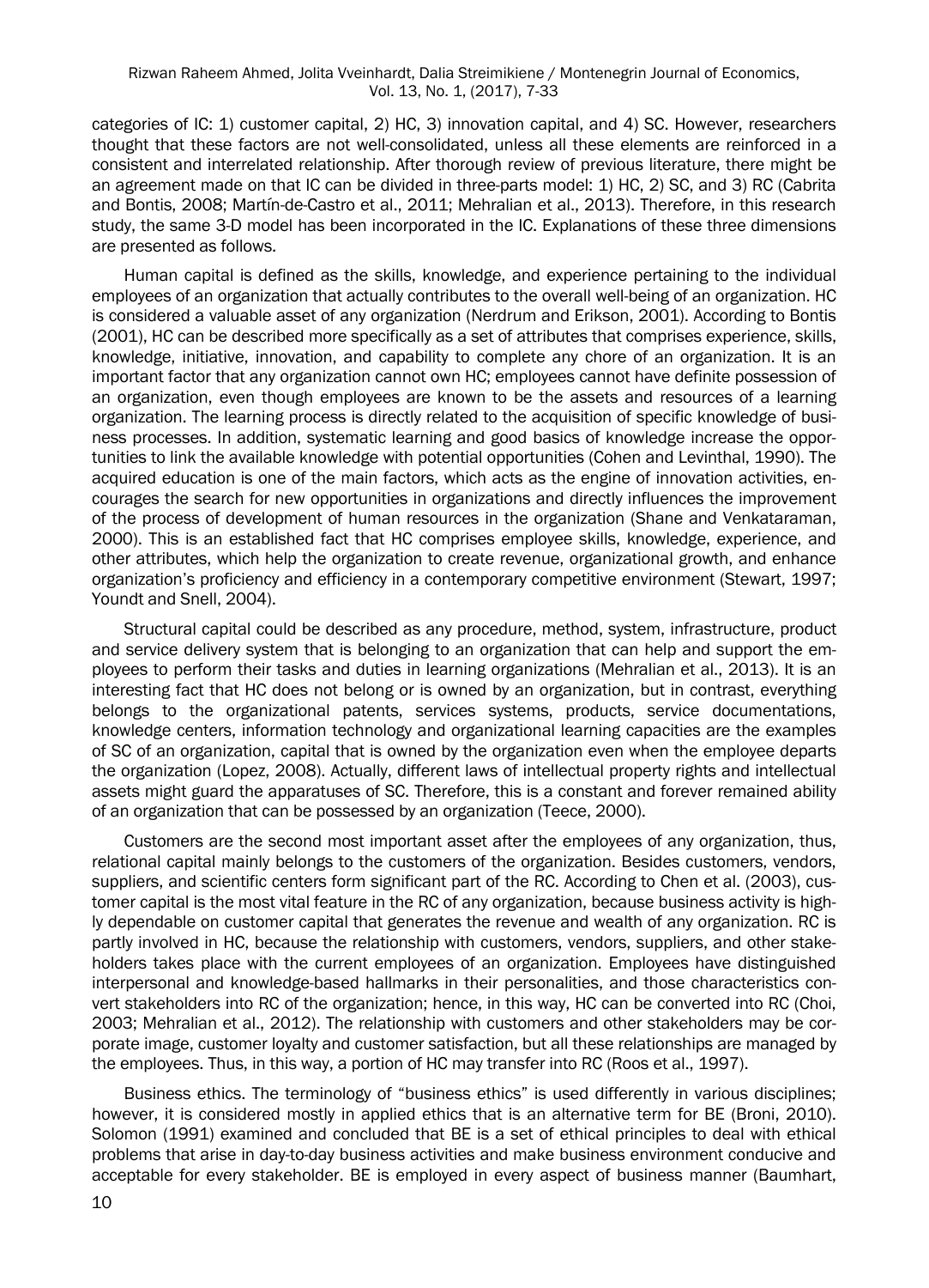categories of IC: 1) customer capital, 2) HC, 3) innovation capital, and 4) SC. However, researchers thought that these factors are not well-consolidated, unless all these elements are reinforced in a consistent and interrelated relationship. After thorough review of previous literature, there might be an agreement made on that IC can be divided in three-parts model: 1) HC, 2) SC, and 3) RC (Cabrita and Bontis, 2008; Martín-de-Castro et al., 2011; Mehralian et al., 2013). Therefore, in this research study, the same 3-D model has been incorporated in the IC. Explanations of these three dimensions are presented as follows.

Human capital is defined as the skills, knowledge, and experience pertaining to the individual employees of an organization that actually contributes to the overall well-being of an organization. HC is considered a valuable asset of any organization (Nerdrum and Erikson, 2001). According to Bontis (2001), HC can be described more specifically as a set of attributes that comprises experience, skills, knowledge, initiative, innovation, and capability to complete any chore of an organization. It is an important factor that any organization cannot own HC; employees cannot have definite possession of an organization, even though employees are known to be the assets and resources of a learning organization. The learning process is directly related to the acquisition of specific knowledge of business processes. In addition, systematic learning and good basics of knowledge increase the opportunities to link the available knowledge with potential opportunities (Cohen and Levinthal, 1990). The acquired education is one of the main factors, which acts as the engine of innovation activities, encourages the search for new opportunities in organizations and directly influences the improvement of the process of development of human resources in the organization (Shane and Venkataraman, 2000). This is an established fact that HC comprises employee skills, knowledge, experience, and other attributes, which help the organization to create revenue, organizational growth, and enhance organization's proficiency and efficiency in a contemporary competitive environment (Stewart, 1997; Youndt and Snell, 2004).

Structural capital could be described as any procedure, method, system, infrastructure, product and service delivery system that is belonging to an organization that can help and support the employees to perform their tasks and duties in learning organizations (Mehralian et al., 2013). It is an interesting fact that HC does not belong or is owned by an organization, but in contrast, everything belongs to the organizational patents, services systems, products, service documentations, knowledge centers, information technology and organizational learning capacities are the examples of SC of an organization, capital that is owned by the organization even when the employee departs the organization (Lopez, 2008). Actually, different laws of intellectual property rights and intellectual assets might guard the apparatuses of SC. Therefore, this is a constant and forever remained ability of an organization that can be possessed by an organization (Teece, 2000).

Customers are the second most important asset after the employees of any organization, thus, relational capital mainly belongs to the customers of the organization. Besides customers, vendors, suppliers, and scientific centers form significant part of the RC. According to Chen et al. (2003), customer capital is the most vital feature in the RC of any organization, because business activity is highly dependable on customer capital that generates the revenue and wealth of any organization. RC is partly involved in HC, because the relationship with customers, vendors, suppliers, and other stakeholders takes place with the current employees of an organization. Employees have distinguished interpersonal and knowledge-based hallmarks in their personalities, and those characteristics convert stakeholders into RC of the organization; hence, in this way, HC can be converted into RC (Choi, 2003; Mehralian et al., 2012). The relationship with customers and other stakeholders may be corporate image, customer loyalty and customer satisfaction, but all these relationships are managed by the employees. Thus, in this way, a portion of HC may transfer into RC (Roos et al., 1997).

Business ethics. The terminology of "business ethics" is used differently in various disciplines; however, it is considered mostly in applied ethics that is an alternative term for BE (Broni, 2010). Solomon (1991) examined and concluded that BE is a set of ethical principles to deal with ethical problems that arise in day-to-day business activities and make business environment conducive and acceptable for every stakeholder. BE is employed in every aspect of business manner (Baumhart,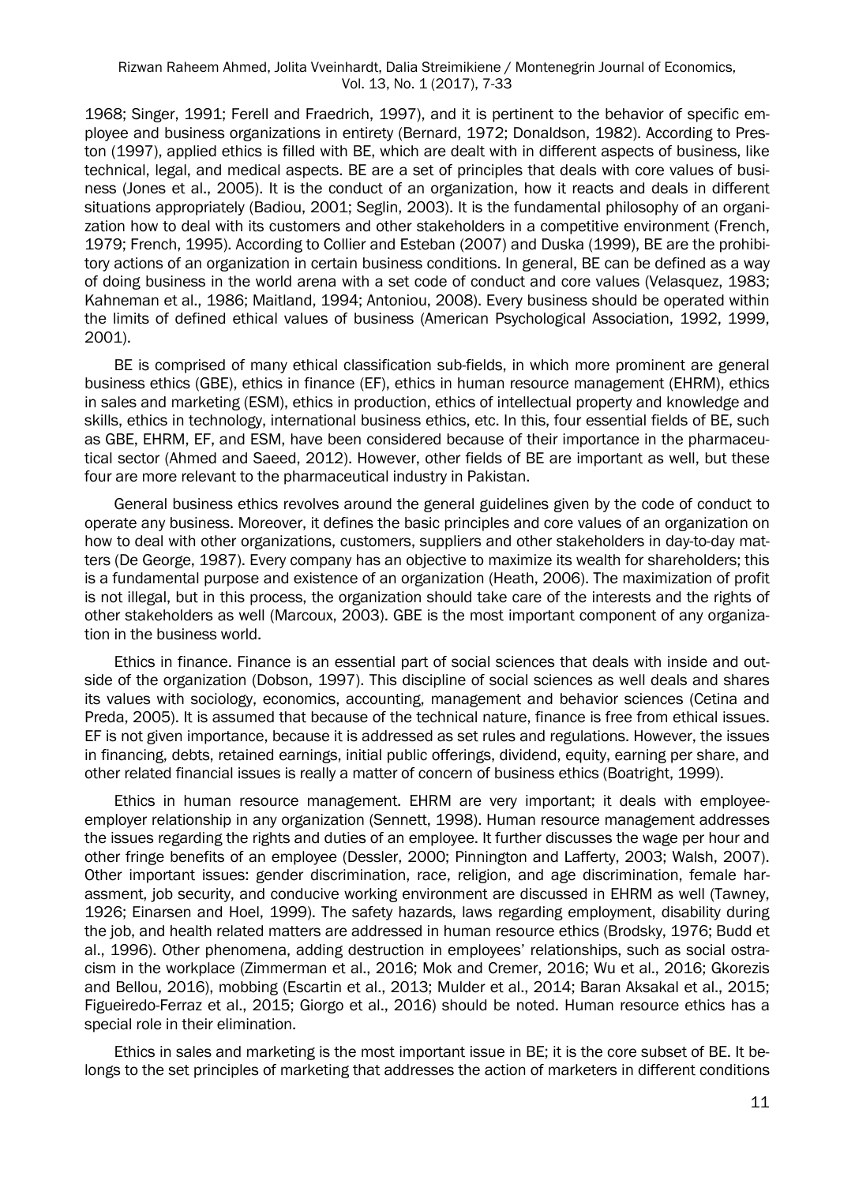1968; Singer, 1991; Ferell and Fraedrich, 1997), and it is pertinent to the behavior of specific employee and business organizations in entirety (Bernard, 1972; Donaldson, 1982). According to Preston (1997), applied ethics is filled with BE, which are dealt with in different aspects of business, like technical, legal, and medical aspects. BE are a set of principles that deals with core values of business (Jones et al., 2005). It is the conduct of an organization, how it reacts and deals in different situations appropriately (Badiou, 2001; Seglin, 2003). It is the fundamental philosophy of an organization how to deal with its customers and other stakeholders in a competitive environment (French, 1979; French, 1995). According to Collier and Esteban (2007) and Duska (1999), BE are the prohibitory actions of an organization in certain business conditions. In general, BE can be defined as a way of doing business in the world arena with a set code of conduct and core values (Velasquez, 1983; Kahneman et al., 1986; Maitland, 1994; Antoniou, 2008). Every business should be operated within the limits of defined ethical values of business (American Psychological Association, 1992, 1999, 2001).

BE is comprised of many ethical classification sub-fields, in which more prominent are general business ethics (GBE), ethics in finance (EF), ethics in human resource management (EHRM), ethics in sales and marketing (ESM), ethics in production, ethics of intellectual property and knowledge and skills, ethics in technology, international business ethics, etc. In this, four essential fields of BE, such as GBE, EHRM, EF, and ESM, have been considered because of their importance in the pharmaceutical sector (Ahmed and Saeed, 2012). However, other fields of BE are important as well, but these four are more relevant to the pharmaceutical industry in Pakistan.

General business ethics revolves around the general guidelines given by the code of conduct to operate any business. Moreover, it defines the basic principles and core values of an organization on how to deal with other organizations, customers, suppliers and other stakeholders in day-to-day matters (De George, 1987). Every company has an objective to maximize its wealth for shareholders; this is a fundamental purpose and existence of an organization (Heath, 2006). The maximization of profit is not illegal, but in this process, the organization should take care of the interests and the rights of other stakeholders as well (Marcoux, 2003). GBE is the most important component of any organization in the business world.

Ethics in finance. Finance is an essential part of social sciences that deals with inside and outside of the organization (Dobson, 1997). This discipline of social sciences as well deals and shares its values with sociology, economics, accounting, management and behavior sciences (Cetina and Preda, 2005). It is assumed that because of the technical nature, finance is free from ethical issues. EF is not given importance, because it is addressed as set rules and regulations. However, the issues in financing, debts, retained earnings, initial public offerings, dividend, equity, earning per share, and other related financial issues is really a matter of concern of business ethics (Boatright, 1999).

Ethics in human resource management. EHRM are very important; it deals with employee-employer relationship in any organization (Sennett, 1998). Human resource management addresses the issues regarding the rights and duties of an employee. It further discusses the wage per hour and other fringe benefits of an employee (Dessler, 2000; Pinnington and Lafferty, 2003; Walsh, 2007). Other important issues: gender discrimination, race, religion, and age discrimination, female harassment, job security, and conducive working environment are discussed in EHRM as well (Tawney, 1926; Einarsen and Hoel, 1999). The safety hazards, laws regarding employment, disability during the job, and health related matters are addressed in human resource ethics (Brodsky, 1976; Budd et al., 1996). Other phenomena, adding destruction in employees' relationships, such as social ostracism in the workplace (Zimmerman et al., 2016; Mok and Cremer, 2016; Wu et al., 2016; Gkorezis and Bellou, 2016), mobbing (Escartin et al., 2013; Mulder et al., 2014; Baran Aksakal et al., 2015; Figueiredo-Ferraz et al., 2015; Giorgo et al., 2016) should be noted. Human resource ethics has a special role in their elimination.

Ethics in sales and marketing is the most important issue in BE; it is the core subset of BE. It belongs to the set principles of marketing that addresses the action of marketers in different conditions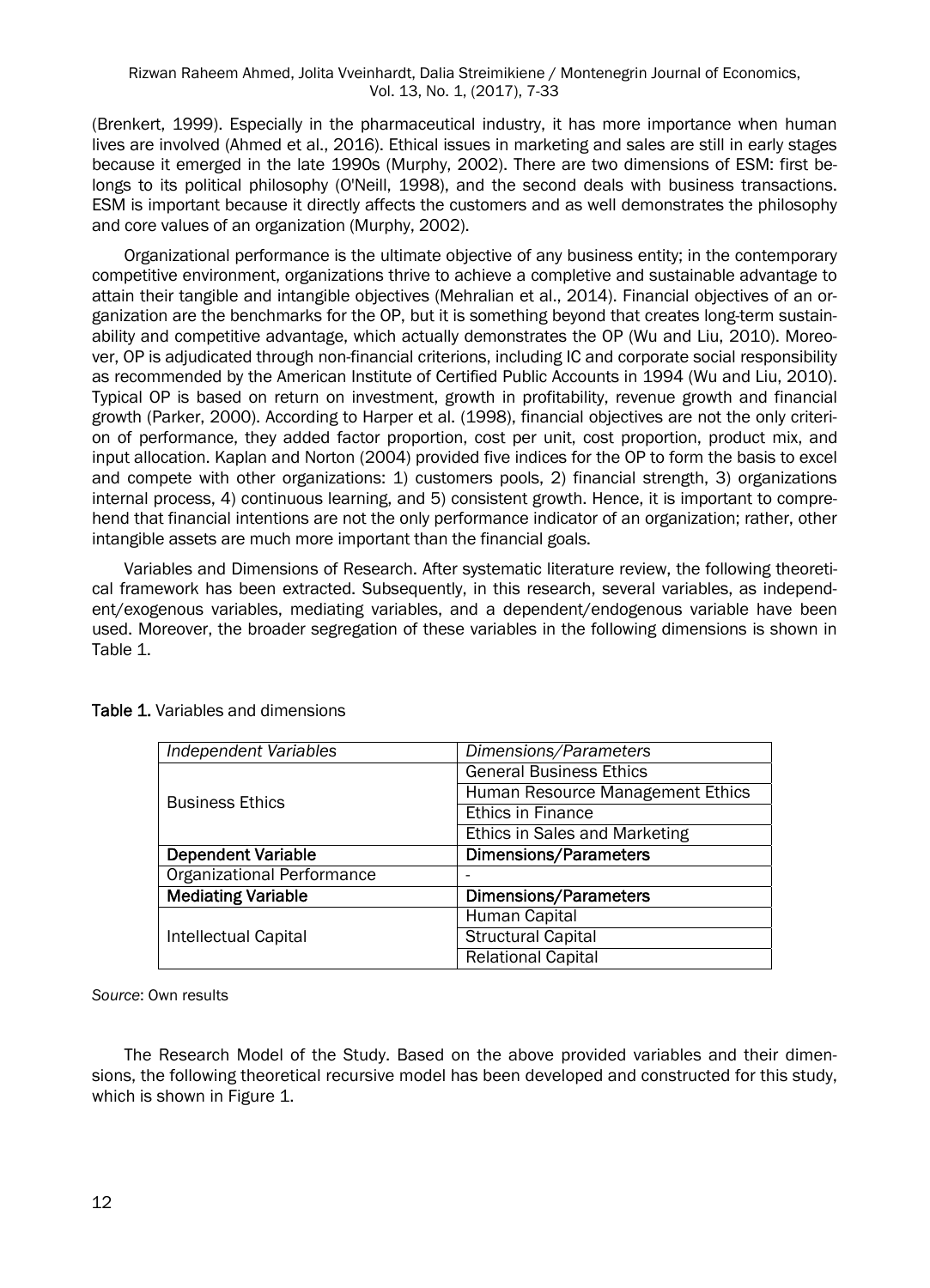(Brenkert, 1999). Especially in the pharmaceutical industry, it has more importance when human lives are involved (Ahmed et al., 2016). Ethical issues in marketing and sales are still in early stages because it emerged in the late 1990s (Murphy, 2002). There are two dimensions of ESM: first belongs to its political philosophy (O'Neill, 1998), and the second deals with business transactions. ESM is important because it directly affects the customers and as well demonstrates the philosophy and core values of an organization (Murphy, 2002).

Organizational performance is the ultimate objective of any business entity; in the contemporary competitive environment, organizations thrive to achieve a completive and sustainable advantage to attain their tangible and intangible objectives (Mehralian et al., 2014). Financial objectives of an organization are the benchmarks for the OP, but it is something beyond that creates long-term sustainability and competitive advantage, which actually demonstrates the OP (Wu and Liu, 2010). Moreover, OP is adjudicated through non-financial criterions, including IC and corporate social responsibility as recommended by the American Institute of Certified Public Accounts in 1994 (Wu and Liu, 2010). Typical OP is based on return on investment, growth in profitability, revenue growth and financial growth (Parker, 2000). According to Harper et al. (1998), financial objectives are not the only criterion of performance, they added factor proportion, cost per unit, cost proportion, product mix, and input allocation. Kaplan and Norton (2004) provided five indices for the OP to form the basis to excel and compete with other organizations: 1) customers pools, 2) financial strength, 3) organizations internal process, 4) continuous learning, and 5) consistent growth. Hence, it is important to comprehend that financial intentions are not the only performance indicator of an organization; rather, other intangible assets are much more important than the financial goals.

Variables and Dimensions of Research. After systematic literature review, the following theoretical framework has been extracted. Subsequently, in this research, several variables, as independent/exogenous variables, mediating variables, and a dependent/endogenous variable have been used. Moreover, the broader segregation of these variables in the following dimensions is shown in Table 1.

**Table 1.** Variables and dimensions

| *Independent Variables* | *Dimensions/Parameters* |
|---|---|
| Business Ethics | General Business Ethics |
| | Human Resource Management Ethics |
| | Ethics in Finance |
| | Ethics in Sales and Marketing |
| **Dependent Variable** | **Dimensions/Parameters** |
| Organizational Performance | - |
| **Mediating Variable** | **Dimensions/Parameters** |
| Intellectual Capital | Human Capital |
| | Structural Capital |
| | Relational Capital |

*Source*: Own results

The Research Model of the Study. Based on the above provided variables and their dimensions, the following theoretical recursive model has been developed and constructed for this study, which is shown in Figure 1.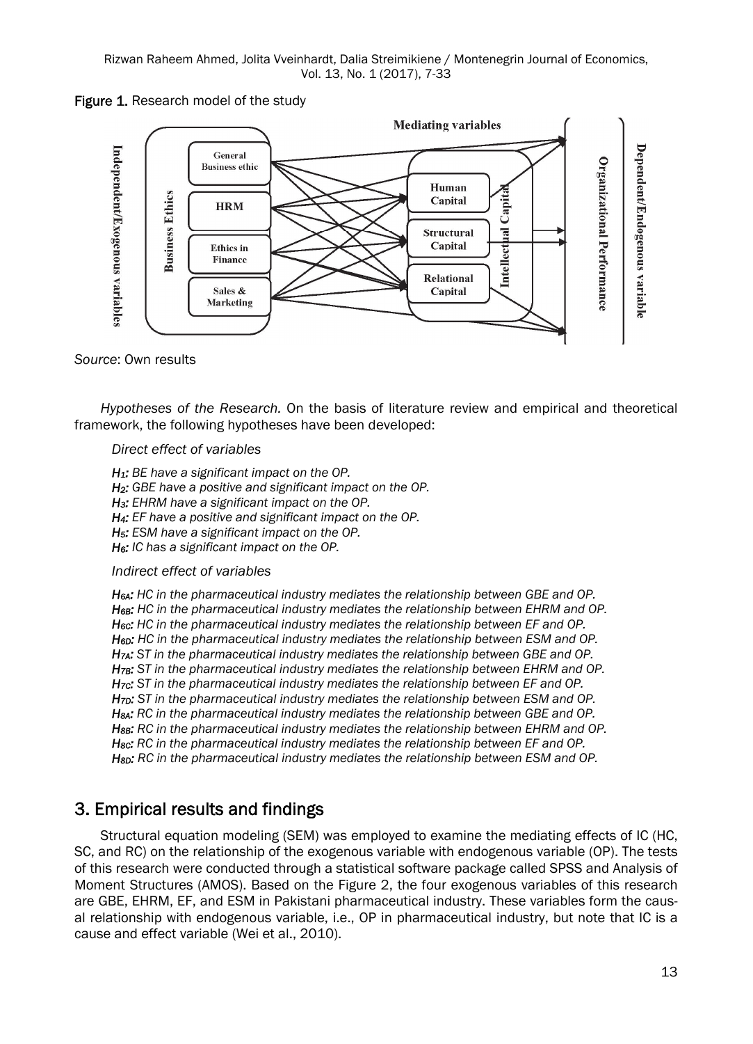Figure 1. Research model of the study

*Source*: Own results

*Hypotheses of the Research.* On the basis of literature review and empirical and theoretical framework, the following hypotheses have been developed:

*Direct effect of variables*

*$H_1$: BE have a significant impact on the OP.*
*$H_2$: GBE have a positive and significant impact on the OP.*
*$H_3$: EHRM have a significant impact on the OP.*
*$H_4$: EF have a positive and significant impact on the OP.*
*$H_5$: ESM have a significant impact on the OP.*
*$H_6$: IC has a significant impact on the OP.*

*Indirect effect of variables*

*$H_{6A}$: HC in the pharmaceutical industry mediates the relationship between GBE and OP.*
*$H_{6B}$: HC in the pharmaceutical industry mediates the relationship between EHRM and OP.*
*$H_{6C}$: HC in the pharmaceutical industry mediates the relationship between EF and OP.*
*$H_{6D}$: HC in the pharmaceutical industry mediates the relationship between ESM and OP.*
*$H_{7A}$: ST in the pharmaceutical industry mediates the relationship between GBE and OP.*
*$H_{7B}$: ST in the pharmaceutical industry mediates the relationship between EHRM and OP.*
*$H_{7C}$: ST in the pharmaceutical industry mediates the relationship between EF and OP.*
*$H_{7D}$: ST in the pharmaceutical industry mediates the relationship between ESM and OP.*
*$H_{8A}$: RC in the pharmaceutical industry mediates the relationship between GBE and OP.*
*$H_{8B}$: RC in the pharmaceutical industry mediates the relationship between EHRM and OP.*
*$H_{8C}$: RC in the pharmaceutical industry mediates the relationship between EF and OP.*
*$H_{8D}$: RC in the pharmaceutical industry mediates the relationship between ESM and OP.*

## 3. Empirical results and findings

Structural equation modeling (SEM) was employed to examine the mediating effects of IC (HC, SC, and RC) on the relationship of the exogenous variable with endogenous variable (OP). The tests of this research were conducted through a statistical software package called SPSS and Analysis of Moment Structures (AMOS). Based on the Figure 2, the four exogenous variables of this research are GBE, EHRM, EF, and ESM in Pakistani pharmaceutical industry. These variables form the causal relationship with endogenous variable, i.e., OP in pharmaceutical industry, but note that IC is a cause and effect variable (Wei et al., 2010).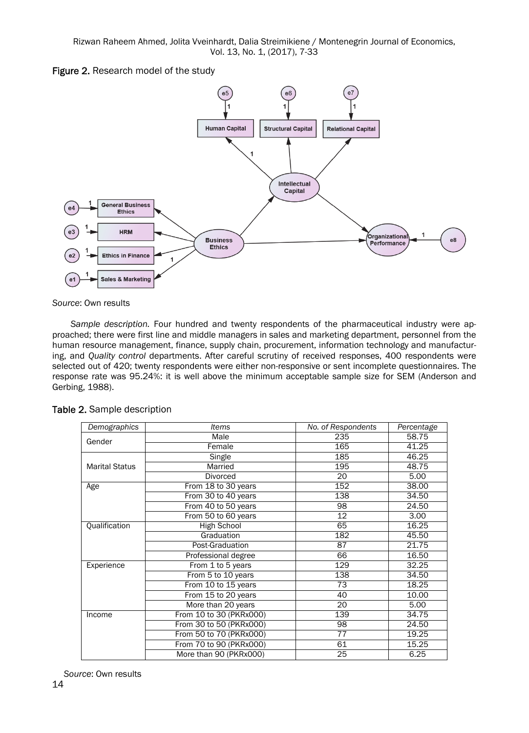**Figure 2.** Research model of the study

*Source*: Own results

*Sample description.* Four hundred and twenty respondents of the pharmaceutical industry were approached; there were first line and middle managers in sales and marketing department, personnel from the human resource management, finance, supply chain, procurement, information technology and manufacturing, and *Quality control* departments. After careful scrutiny of received responses, 400 respondents were selected out of 420; twenty respondents were either non-responsive or sent incomplete questionnaires. The response rate was 95.24%: it is well above the minimum acceptable sample size for SEM (Anderson and Gerbing, 1988).

**Table 2.** Sample description

| *Demographics* | *Items* | *No. of Respondents* | *Percentage* |
|---|---|---|---|
| Gender | Male | 235 | 58.75 |
| | Female | 165 | 41.25 |
| Marital Status | Single | 185 | 46.25 |
| | Married | 195 | 48.75 |
| | Divorced | 20 | 5.00 |
| Age | From 18 to 30 years | 152 | 38.00 |
| | From 30 to 40 years | 138 | 34.50 |
| | From 40 to 50 years | 98 | 24.50 |
| | From 50 to 60 years | 12 | 3.00 |
| Qualification | High School | 65 | 16.25 |
| | Graduation | 182 | 45.50 |
| | Post-Graduation | 87 | 21.75 |
| | Professional degree | 66 | 16.50 |
| Experience | From 1 to 5 years | 129 | 32.25 |
| | From 5 to 10 years | 138 | 34.50 |
| | From 10 to 15 years | 73 | 18.25 |
| | From 15 to 20 years | 40 | 10.00 |
| | More than 20 years | 20 | 5.00 |
| Income | From 10 to 30 (PKRx000) | 139 | 34.75 |
| | From 30 to 50 (PKRx000) | 98 | 24.50 |
| | From 50 to 70 (PKRx000) | 77 | 19.25 |
| | From 70 to 90 (PKRx000) | 61 | 15.25 |
| | More than 90 (PKRx000) | 25 | 6.25 |

*Source*: Own results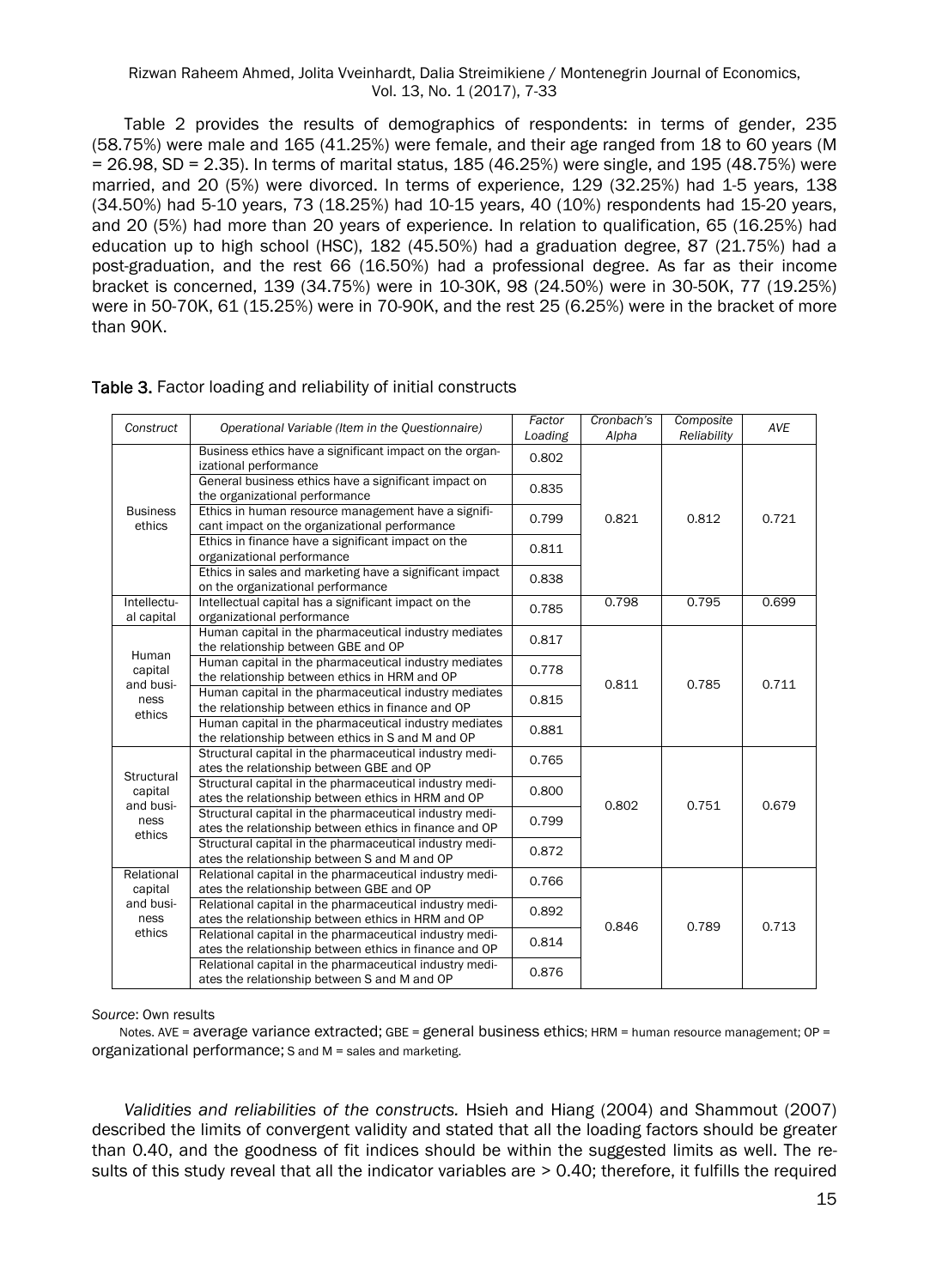Table 2 provides the results of demographics of respondents: in terms of gender, 235 (58.75%) were male and 165 (41.25%) were female, and their age ranged from 18 to 60 years (M = 26.98, SD = 2.35). In terms of marital status, 185 (46.25%) were single, and 195 (48.75%) were married, and 20 (5%) were divorced. In terms of experience, 129 (32.25%) had 1-5 years, 138 (34.50%) had 5-10 years, 73 (18.25%) had 10-15 years, 40 (10%) respondents had 15-20 years, and 20 (5%) had more than 20 years of experience. In relation to qualification, 65 (16.25%) had education up to high school (HSC), 182 (45.50%) had a graduation degree, 87 (21.75%) had a post-graduation, and the rest 66 (16.50%) had a professional degree. As far as their income bracket is concerned, 139 (34.75%) were in 10-30K, 98 (24.50%) were in 30-50K, 77 (19.25%) were in 50-70K, 61 (15.25%) were in 70-90K, and the rest 25 (6.25%) were in the bracket of more than 90K.

**Table 3.** Factor loading and reliability of initial constructs

| *Construct* | *Operational Variable (Item in the Questionnaire)* | *Factor Loading* | *Cronbach's Alpha* | *Composite Reliability* | *AVE* |
|---|---|---|---|---|---|
| Business ethics | Business ethics have a significant impact on the organizational performance | 0.802 | 0.821 | 0.812 | 0.721 |
| | General business ethics have a significant impact on the organizational performance | 0.835 | | | |
| | Ethics in human resource management have a significant impact on the organizational performance | 0.799 | | | |
| | Ethics in finance have a significant impact on the organizational performance | 0.811 | | | |
| | Ethics in sales and marketing have a significant impact on the organizational performance | 0.838 | | | |
| Intellectual capital | Intellectual capital has a significant impact on the organizational performance | 0.785 | 0.798 | 0.795 | 0.699 |
| Human capital and business ethics | Human capital in the pharmaceutical industry mediates the relationship between GBE and OP | 0.817 | 0.811 | 0.785 | 0.711 |
| | Human capital in the pharmaceutical industry mediates the relationship between ethics in HRM and OP | 0.778 | | | |
| | Human capital in the pharmaceutical industry mediates the relationship between ethics in finance and OP | 0.815 | | | |
| | Human capital in the pharmaceutical industry mediates the relationship between ethics in S and M and OP | 0.881 | | | |
| Structural capital and business ethics | Structural capital in the pharmaceutical industry mediates the relationship between GBE and OP | 0.765 | 0.802 | 0.751 | 0.679 |
| | Structural capital in the pharmaceutical industry mediates the relationship between ethics in HRM and OP | 0.800 | | | |
| | Structural capital in the pharmaceutical industry mediates the relationship between ethics in finance and OP | 0.799 | | | |
| | Structural capital in the pharmaceutical industry mediates the relationship between S and M and OP | 0.872 | | | |
| Relational capital and business ethics | Relational capital in the pharmaceutical industry mediates the relationship between GBE and OP | 0.766 | 0.846 | 0.789 | 0.713 |
| | Relational capital in the pharmaceutical industry mediates the relationship between ethics in HRM and OP | 0.892 | | | |
| | Relational capital in the pharmaceutical industry mediates the relationship between ethics in finance and OP | 0.814 | | | |
| | Relational capital in the pharmaceutical industry mediates the relationship between S and M and OP | 0.876 | | | |

*Source*: Own results

Notes. AVE = average variance extracted; GBE = general business ethics; HRM = human resource management; OP = organizational performance; S and M = sales and marketing.

*Validities and reliabilities of the constructs.* Hsieh and Hiang (2004) and Shammout (2007) described the limits of convergent validity and stated that all the loading factors should be greater than 0.40, and the goodness of fit indices should be within the suggested limits as well. The results of this study reveal that all the indicator variables are > 0.40; therefore, it fulfills the required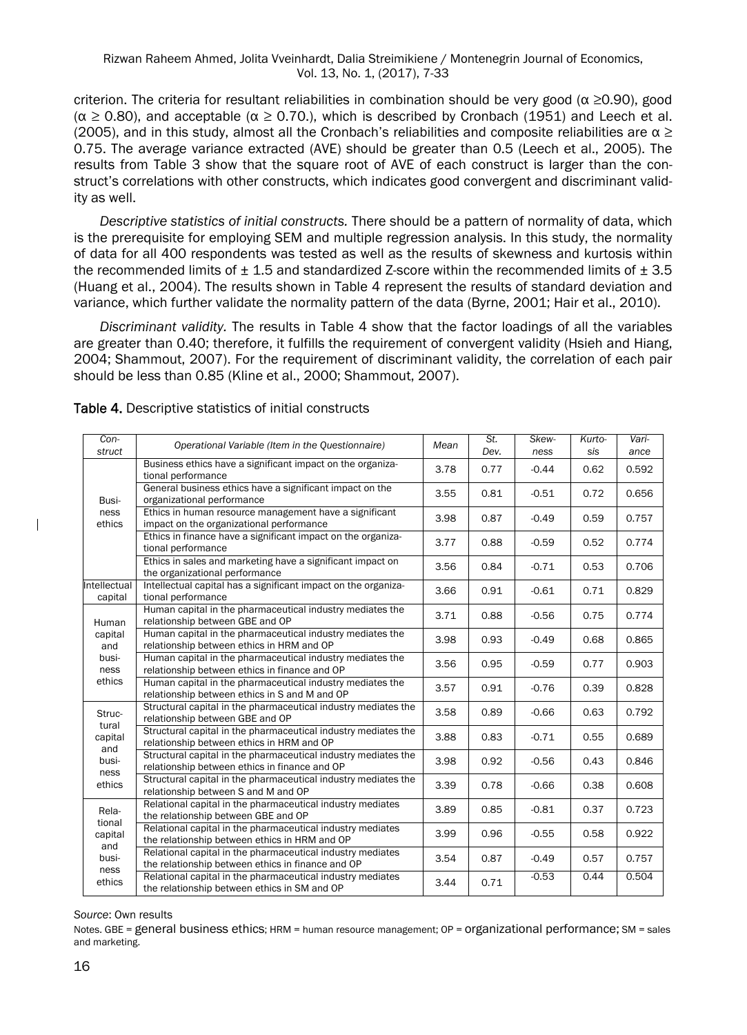criterion. The criteria for resultant reliabilities in combination should be very good (α ≥0.90), good (α ≥ 0.80), and acceptable (α ≥ 0.70.), which is described by Cronbach (1951) and Leech et al. (2005), and in this study, almost all the Cronbach's reliabilities and composite reliabilities are α ≥ 0.75. The average variance extracted (AVE) should be greater than 0.5 (Leech et al., 2005). The results from Table 3 show that the square root of AVE of each construct is larger than the construct's correlations with other constructs, which indicates good convergent and discriminant validity as well.

*Descriptive statistics of initial constructs.* There should be a pattern of normality of data, which is the prerequisite for employing SEM and multiple regression analysis. In this study, the normality of data for all 400 respondents was tested as well as the results of skewness and kurtosis within the recommended limits of ± 1.5 and standardized Z-score within the recommended limits of ± 3.5 (Huang et al., 2004). The results shown in Table 4 represent the results of standard deviation and variance, which further validate the normality pattern of the data (Byrne, 2001; Hair et al., 2010).

*Discriminant validity.* The results in Table 4 show that the factor loadings of all the variables are greater than 0.40; therefore, it fulfills the requirement of convergent validity (Hsieh and Hiang, 2004; Shammout, 2007). For the requirement of discriminant validity, the correlation of each pair should be less than 0.85 (Kline et al., 2000; Shammout, 2007).

**Table 4.** Descriptive statistics of initial constructs

| *Construct* | *Operational Variable (Item in the Questionnaire)* | *Mean* | *St. Dev.* | *Skewness* | *Kurtosis* | *Variance* |
|---|---|---|---|---|---|---|
| Business ethics | Business ethics have a significant impact on the organizational performance | 3.78 | 0.77 | -0.44 | 0.62 | 0.592 |
| | General business ethics have a significant impact on the organizational performance | 3.55 | 0.81 | -0.51 | 0.72 | 0.656 |
| | Ethics in human resource management have a significant impact on the organizational performance | 3.98 | 0.87 | -0.49 | 0.59 | 0.757 |
| | Ethics in finance have a significant impact on the organizational performance | 3.77 | 0.88 | -0.59 | 0.52 | 0.774 |
| | Ethics in sales and marketing have a significant impact on the organizational performance | 3.56 | 0.84 | -0.71 | 0.53 | 0.706 |
| Intellectual capital | Intellectual capital has a significant impact on the organizational performance | 3.66 | 0.91 | -0.61 | 0.71 | 0.829 |
| Human capital and business ethics | Human capital in the pharmaceutical industry mediates the relationship between GBE and OP | 3.71 | 0.88 | -0.56 | 0.75 | 0.774 |
| | Human capital in the pharmaceutical industry mediates the relationship between ethics in HRM and OP | 3.98 | 0.93 | -0.49 | 0.68 | 0.865 |
| | Human capital in the pharmaceutical industry mediates the relationship between ethics in finance and OP | 3.56 | 0.95 | -0.59 | 0.77 | 0.903 |
| | Human capital in the pharmaceutical industry mediates the relationship between ethics in S and M and OP | 3.57 | 0.91 | -0.76 | 0.39 | 0.828 |
| Structural capital and business ethics | Structural capital in the pharmaceutical industry mediates the relationship between GBE and OP | 3.58 | 0.89 | -0.66 | 0.63 | 0.792 |
| | Structural capital in the pharmaceutical industry mediates the relationship between ethics in HRM and OP | 3.88 | 0.83 | -0.71 | 0.55 | 0.689 |
| | Structural capital in the pharmaceutical industry mediates the relationship between ethics in finance and OP | 3.98 | 0.92 | -0.56 | 0.43 | 0.846 |
| | Structural capital in the pharmaceutical industry mediates the relationship between S and M and OP | 3.39 | 0.78 | -0.66 | 0.38 | 0.608 |
| Relational capital and business ethics | Relational capital in the pharmaceutical industry mediates the relationship between GBE and OP | 3.89 | 0.85 | -0.81 | 0.37 | 0.723 |
| | Relational capital in the pharmaceutical industry mediates the relationship between ethics in HRM and OP | 3.99 | 0.96 | -0.55 | 0.58 | 0.922 |
| | Relational capital in the pharmaceutical industry mediates the relationship between ethics in finance and OP | 3.54 | 0.87 | -0.49 | 0.57 | 0.757 |
| | Relational capital in the pharmaceutical industry mediates the relationship between ethics in SM and OP | 3.44 | 0.71 | -0.53 | 0.44 | 0.504 |

*Source*: Own results

Notes. GBE = general business ethics; HRM = human resource management; OP = organizational performance; SM = sales and marketing.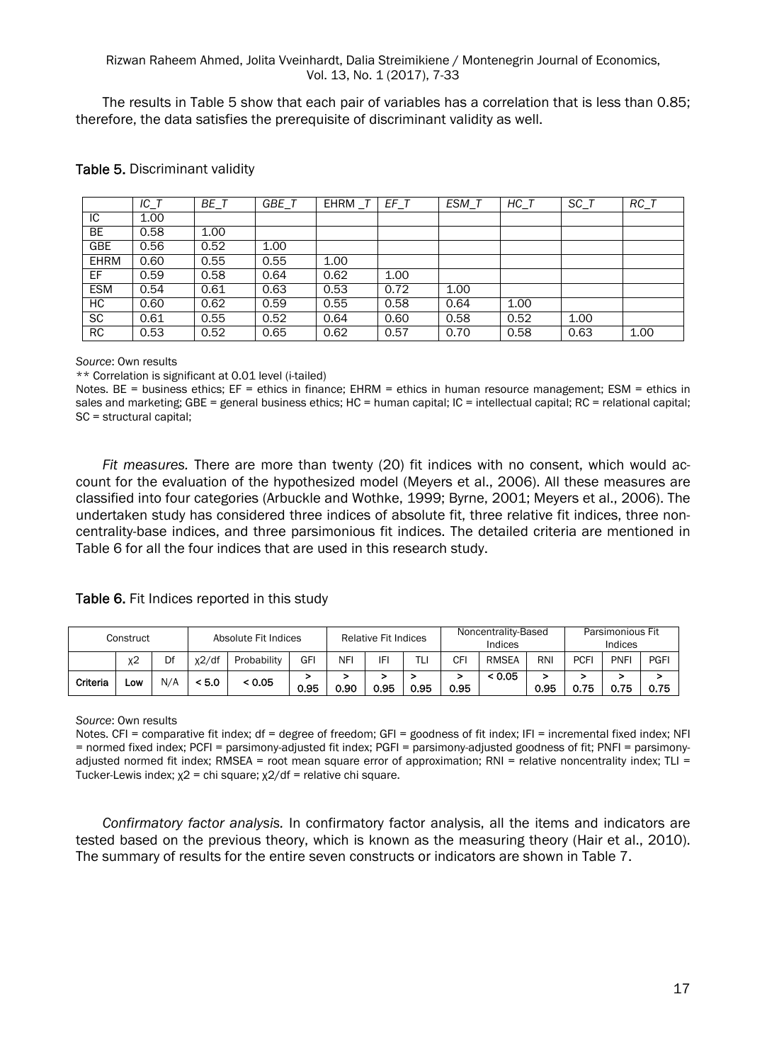The results in Table 5 show that each pair of variables has a correlation that is less than 0.85; therefore, the data satisfies the prerequisite of discriminant validity as well.

**Table 5.** Discriminant validity

| | *IC_T* | *BE_T* | *GBE_T* | EHRM _*T* | *EF_T* | *ESM_T* | *HC_T* | *SC_T* | *RC_T* |
|---|---|---|---|---|---|---|---|---|---|
| IC | 1.00 | | | | | | | | |
| BE | 0.58 | 1.00 | | | | | | | |
| GBE | 0.56 | 0.52 | 1.00 | | | | | | |
| EHRM | 0.60 | 0.55 | 0.55 | 1.00 | | | | | |
| EF | 0.59 | 0.58 | 0.64 | 0.62 | 1.00 | | | | |
| ESM | 0.54 | 0.61 | 0.63 | 0.53 | 0.72 | 1.00 | | | |
| HC | 0.60 | 0.62 | 0.59 | 0.55 | 0.58 | 0.64 | 1.00 | | |
| SC | 0.61 | 0.55 | 0.52 | 0.64 | 0.60 | 0.58 | 0.52 | 1.00 | |
| RC | 0.53 | 0.52 | 0.65 | 0.62 | 0.57 | 0.70 | 0.58 | 0.63 | 1.00 |

*Source*: Own results

** Correlation is significant at 0.01 level (i-tailed)

Notes. BE = business ethics; EF = ethics in finance; EHRM = ethics in human resource management; ESM = ethics in sales and marketing; GBE = general business ethics; HC = human capital; IC = intellectual capital; RC = relational capital; SC = structural capital;

*Fit measures.* There are more than twenty (20) fit indices with no consent, which would account for the evaluation of the hypothesized model (Meyers et al., 2006). All these measures are classified into four categories (Arbuckle and Wothke, 1999; Byrne, 2001; Meyers et al., 2006). The undertaken study has considered three indices of absolute fit, three relative fit indices, three noncentrality-base indices, and three parsimonious fit indices. The detailed criteria are mentioned in Table 6 for all the four indices that are used in this research study.

**Table 6.** Fit Indices reported in this study

| Construct | | | Absolute Fit Indices | | | Relative Fit Indices | | | Noncentrality-Based Indices | | | Parsimonious Fit Indices | | |
|---|---|---|---|---|---|---|---|---|---|---|---|---|---|---|
| | χ2 | Df | χ2/df | Probability | GFI | NFI | IFI | TLI | CFI | RMSEA | RNI | PCFI | PNFI | PGFI |
| **Criteria** | Low | N/A | < 5.0 | < 0.05 | > 0.95 | > 0.90 | > 0.95 | > 0.95 | > 0.95 | < 0.05 | > 0.95 | > 0.75 | > 0.75 | > 0.75 |

*Source*: Own results

Notes. CFI = comparative fit index; df = degree of freedom; GFI = goodness of fit index; IFI = incremental fixed index; NFI = normed fixed index; PCFI = parsimony-adjusted fit index; PGFI = parsimony-adjusted goodness of fit; PNFI = parsimony-adjusted normed fit index; RMSEA = root mean square error of approximation; RNI = relative noncentrality index; TLI = Tucker-Lewis index; χ2 = chi square; χ2/df = relative chi square.

*Confirmatory factor analysis.* In confirmatory factor analysis, all the items and indicators are tested based on the previous theory, which is known as the measuring theory (Hair et al., 2010). The summary of results for the entire seven constructs or indicators are shown in Table 7.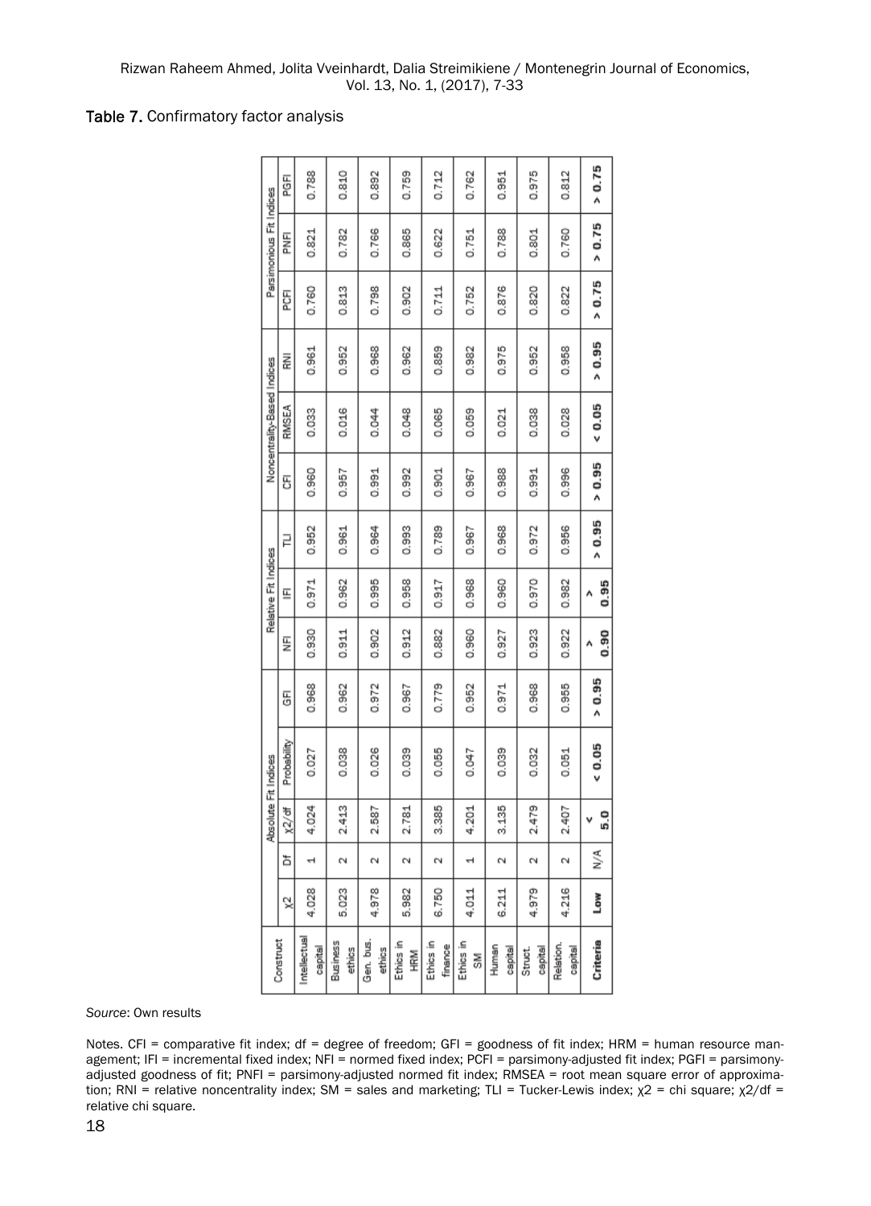Table 7. Confirmatory factor analysis

| Construct | Absolute Fit Indices | | | | | Relative Fit Indices | | | Noncentrality-Based Indices | | | Parsimonious Fit Indices | | |
|---|---|---|---|---|---|---|---|---|---|---|---|---|---|---|
| | $\chi^2$ | Df | $\chi^2$/df | Probability | GFI | NFI | IFI | TLI | CFI | RMSEA | RNI | PCFI | PNFI | PGFI |
| Intellectual capital | 4.028 | 1 | 4.024 | 0.027 | 0.968 | 0.930 | 0.971 | 0.952 | 0.960 | 0.033 | 0.961 | 0.760 | 0.821 | 0.788 |
| Business ethics | 5.023 | 2 | 2.413 | 0.038 | 0.962 | 0.911 | 0.962 | 0.961 | 0.957 | 0.016 | 0.952 | 0.813 | 0.782 | 0.810 |
| Gen. bus. ethics | 4.978 | 2 | 2.587 | 0.026 | 0.972 | 0.902 | 0.995 | 0.964 | 0.991 | 0.044 | 0.968 | 0.798 | 0.766 | 0.892 |
| Ethics in HRM | 5.982 | 2 | 2.781 | 0.039 | 0.967 | 0.912 | 0.958 | 0.993 | 0.992 | 0.048 | 0.962 | 0.902 | 0.865 | 0.759 |
| Ethics in finance | 6.750 | 2 | 3.385 | 0.055 | 0.779 | 0.882 | 0.917 | 0.789 | 0.901 | 0.065 | 0.859 | 0.711 | 0.622 | 0.712 |
| Ethics in SM | 4.011 | 1 | 4.201 | 0.047 | 0.952 | 0.960 | 0.968 | 0.967 | 0.967 | 0.059 | 0.982 | 0.752 | 0.751 | 0.762 |
| Human capital | 6.211 | 2 | 3.135 | 0.039 | 0.971 | 0.927 | 0.960 | 0.968 | 0.988 | 0.021 | 0.975 | 0.876 | 0.788 | 0.951 |
| Struct. capital | 4.979 | 2 | 2.479 | 0.032 | 0.968 | 0.923 | 0.970 | 0.972 | 0.991 | 0.038 | 0.952 | 0.820 | 0.801 | 0.975 |
| Relation. capital | 4.216 | 2 | 2.407 | 0.051 | 0.955 | 0.922 | 0.982 | 0.956 | 0.996 | 0.028 | 0.958 | 0.822 | 0.760 | 0.812 |
| **Criteria** | **Low** | **N/A** | **< 5.0** | **< 0.05** | **> 0.95** | **> 0.90** | **> 0.95** | **> 0.95** | **> 0.95** | **< 0.05** | **> 0.95** | **> 0.75** | **> 0.75** | **> 0.75** |

*Source*: Own results

Notes. CFI = comparative fit index; df = degree of freedom; GFI = goodness of fit index; HRM = human resource management; IFI = incremental fixed index; NFI = normed fixed index; PCFI = parsimony-adjusted fit index; PGFI = parsimony-adjusted goodness of fit; PNFI = parsimony-adjusted normed fit index; RMSEA = root mean square error of approximation; RNI = relative noncentrality index; SM = sales and marketing; TLI = Tucker-Lewis index; $\chi^2$ = chi square; $\chi^2$/df = relative chi square.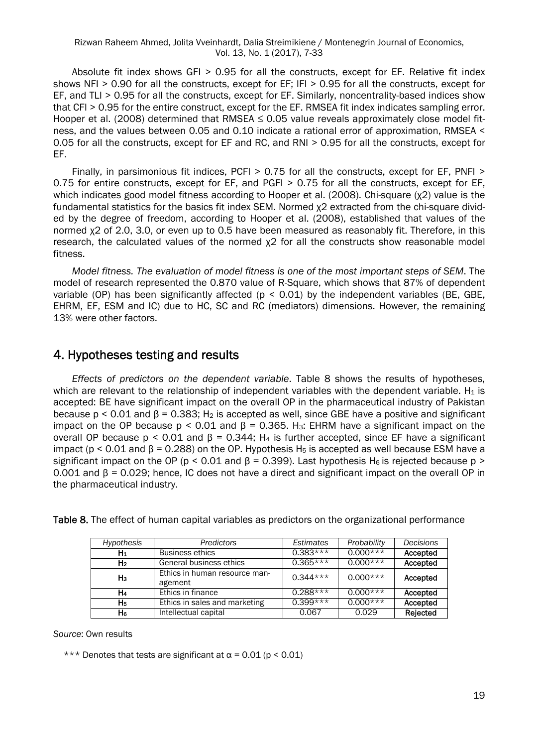Absolute fit index shows GFI > 0.95 for all the constructs, except for EF. Relative fit index shows NFI > 0.90 for all the constructs, except for EF; IFI > 0.95 for all the constructs, except for EF, and TLI > 0.95 for all the constructs, except for EF. Similarly, noncentrality-based indices show that CFI > 0.95 for the entire construct, except for the EF. RMSEA fit index indicates sampling error. Hooper et al. (2008) determined that RMSEA ≤ 0.05 value reveals approximately close model fitness, and the values between 0.05 and 0.10 indicate a rational error of approximation, RMSEA < 0.05 for all the constructs, except for EF and RC, and RNI > 0.95 for all the constructs, except for EF.

Finally, in parsimonious fit indices, PCFI > 0.75 for all the constructs, except for EF, PNFI > 0.75 for entire constructs, except for EF, and PGFI > 0.75 for all the constructs, except for EF, which indicates good model fitness according to Hooper et al. (2008). Chi-square ($\chi2$) value is the fundamental statistics for the basics fit index SEM. Normed $\chi2$ extracted from the chi-square divided by the degree of freedom, according to Hooper et al. (2008), established that values of the normed $\chi2$ of 2.0, 3.0, or even up to 0.5 have been measured as reasonably fit. Therefore, in this research, the calculated values of the normed $\chi2$ for all the constructs show reasonable model fitness.

*Model fitness. The evaluation of model fitness is one of the most important steps of SEM*. The model of research represented the 0.870 value of R-Square, which shows that 87% of dependent variable (OP) has been significantly affected ($p < 0.01$) by the independent variables (BE, GBE, EHRM, EF, ESM and IC) due to HC, SC and RC (mediators) dimensions. However, the remaining 13% were other factors.

## 4. Hypotheses testing and results

*Effects of predictors on the dependent variable*. Table 8 shows the results of hypotheses, which are relevant to the relationship of independent variables with the dependent variable. $H_1$ is accepted: BE have significant impact on the overall OP in the pharmaceutical industry of Pakistan because $p < 0.01$ and $\beta = 0.383$; $H_2$ is accepted as well, since GBE have a positive and significant impact on the OP because $p < 0.01$ and $\beta = 0.365$. $H_3$: EHRM have a significant impact on the overall OP because $p < 0.01$ and $\beta = 0.344$; $H_4$ is further accepted, since EF have a significant impact ($p < 0.01$ and $\beta = 0.288$) on the OP. Hypothesis $H_5$ is accepted as well because ESM have a significant impact on the OP ($p < 0.01$ and $\beta = 0.399$). Last hypothesis $H_6$ is rejected because $p > 0.001$ and $\beta = 0.029$; hence, IC does not have a direct and significant impact on the overall OP in the pharmaceutical industry.

**Table 8.** The effect of human capital variables as predictors on the organizational performance

| *Hypothesis* | *Predictors* | *Estimates* | *Probability* | *Decisions* |
|---|---|---|---|---|
| $H_1$ | Business ethics | 0.383*** | 0.000*** | **Accepted** |
| $H_2$ | General business ethics | 0.365*** | 0.000*** | **Accepted** |
| $H_3$ | Ethics in human resource management | 0.344*** | 0.000*** | **Accepted** |
| $H_4$ | Ethics in finance | 0.288*** | 0.000*** | **Accepted** |
| $H_5$ | Ethics in sales and marketing | 0.399*** | 0.000*** | **Accepted** |
| $H_6$ | Intellectual capital | 0.067 | 0.029 | **Rejected** |

*Source*: Own results

*** Denotes that tests are significant at $\alpha = 0.01$ ($p < 0.01$)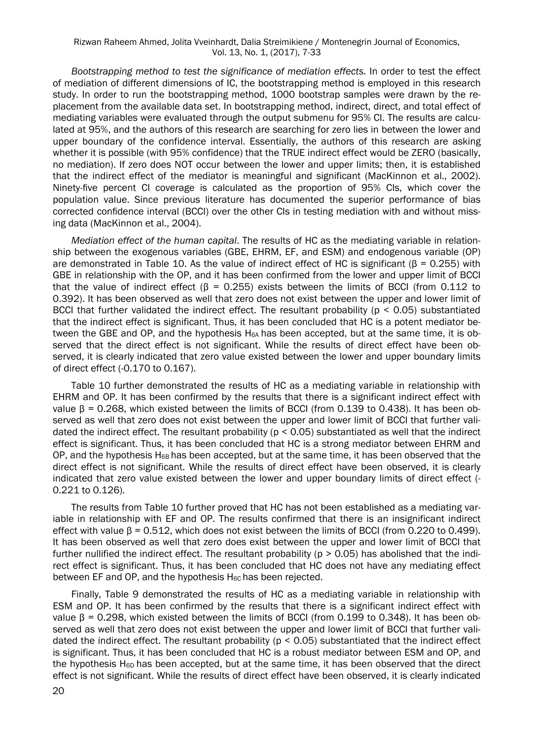*Bootstrapping method to test the significance of mediation effects.* In order to test the effect of mediation of different dimensions of IC, the bootstrapping method is employed in this research study. In order to run the bootstrapping method, 1000 bootstrap samples were drawn by the replacement from the available data set. In bootstrapping method, indirect, direct, and total effect of mediating variables were evaluated through the output submenu for 95% CI. The results are calculated at 95%, and the authors of this research are searching for zero lies in between the lower and upper boundary of the confidence interval. Essentially, the authors of this research are asking whether it is possible (with 95% confidence) that the TRUE indirect effect would be ZERO (basically, no mediation). If zero does NOT occur between the lower and upper limits; then, it is established that the indirect effect of the mediator is meaningful and significant (MacKinnon et al., 2002). Ninety-five percent CI coverage is calculated as the proportion of 95% CIs, which cover the population value. Since previous literature has documented the superior performance of bias corrected confidence interval (BCCI) over the other CIs in testing mediation with and without missing data (MacKinnon et al., 2004).

*Mediation effect of the human capital*. The results of HC as the mediating variable in relationship between the exogenous variables (GBE, EHRM, EF, and ESM) and endogenous variable (OP) are demonstrated in Table 10. As the value of indirect effect of HC is significant ($\beta$ = 0.255) with GBE in relationship with the OP, and it has been confirmed from the lower and upper limit of BCCI that the value of indirect effect ($\beta$ = 0.255) exists between the limits of BCCI (from 0.112 to 0.392). It has been observed as well that zero does not exist between the upper and lower limit of BCCI that further validated the indirect effect. The resultant probability ($p < 0.05$) substantiated that the indirect effect is significant. Thus, it has been concluded that HC is a potent mediator between the GBE and OP, and the hypothesis $H_{6A}$ has been accepted, but at the same time, it is observed that the direct effect is not significant. While the results of direct effect have been observed, it is clearly indicated that zero value existed between the lower and upper boundary limits of direct effect (-0.170 to 0.167).

Table 10 further demonstrated the results of HC as a mediating variable in relationship with EHRM and OP. It has been confirmed by the results that there is a significant indirect effect with value $\beta$ = 0.268, which existed between the limits of BCCI (from 0.139 to 0.438). It has been observed as well that zero does not exist between the upper and lower limit of BCCI that further validated the indirect effect. The resultant probability ($p < 0.05$) substantiated as well that the indirect effect is significant. Thus, it has been concluded that HC is a strong mediator between EHRM and OP, and the hypothesis $H_{6B}$ has been accepted, but at the same time, it has been observed that the direct effect is not significant. While the results of direct effect have been observed, it is clearly indicated that zero value existed between the lower and upper boundary limits of direct effect (-0.221 to 0.126).

The results from Table 10 further proved that HC has not been established as a mediating variable in relationship with EF and OP. The results confirmed that there is an insignificant indirect effect with value $\beta$ = 0.512, which does not exist between the limits of BCCI (from 0.220 to 0.499). It has been observed as well that zero does exist between the upper and lower limit of BCCI that further nullified the indirect effect. The resultant probability ($p > 0.05$) has abolished that the indirect effect is significant. Thus, it has been concluded that HC does not have any mediating effect between EF and OP, and the hypothesis $H_{6C}$ has been rejected.

Finally, Table 9 demonstrated the results of HC as a mediating variable in relationship with ESM and OP. It has been confirmed by the results that there is a significant indirect effect with value $\beta$ = 0.298, which existed between the limits of BCCI (from 0.199 to 0.348). It has been observed as well that zero does not exist between the upper and lower limit of BCCI that further validated the indirect effect. The resultant probability ($p < 0.05$) substantiated that the indirect effect is significant. Thus, it has been concluded that HC is a robust mediator between ESM and OP, and the hypothesis $H_{6D}$ has been accepted, but at the same time, it has been observed that the direct effect is not significant. While the results of direct effect have been observed, it is clearly indicated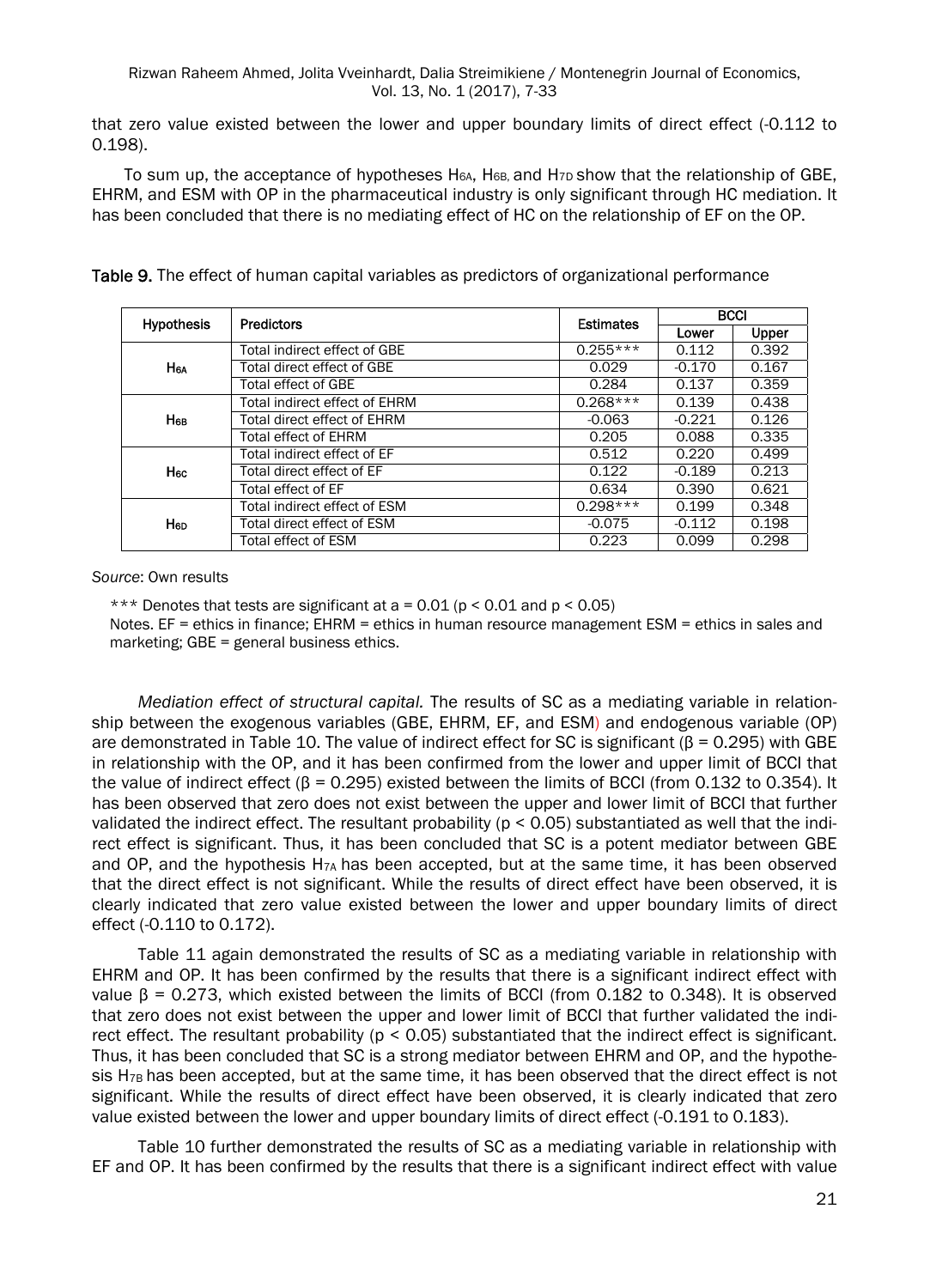that zero value existed between the lower and upper boundary limits of direct effect (-0.112 to 0.198).

To sum up, the acceptance of hypotheses $H_{6A}$, $H_{6B}$, and $H_{7D}$ show that the relationship of GBE, EHRM, and ESM with OP in the pharmaceutical industry is only significant through HC mediation. It has been concluded that there is no mediating effect of HC on the relationship of EF on the OP.

**Table 9.** The effect of human capital variables as predictors of organizational performance

| Hypothesis | Predictors | Estimates | BCCI | |
|---|---|---|---|---|
| | | | Lower | Upper |
| $H_{6A}$ | Total indirect effect of GBE | 0.255*** | 0.112 | 0.392 |
| | Total direct effect of GBE | 0.029 | -0.170 | 0.167 |
| | Total effect of GBE | 0.284 | 0.137 | 0.359 |
| $H_{6B}$ | Total indirect effect of EHRM | 0.268*** | 0.139 | 0.438 |
| | Total direct effect of EHRM | -0.063 | -0.221 | 0.126 |
| | Total effect of EHRM | 0.205 | 0.088 | 0.335 |
| $H_{6C}$ | Total indirect effect of EF | 0.512 | 0.220 | 0.499 |
| | Total direct effect of EF | 0.122 | -0.189 | 0.213 |
| | Total effect of EF | 0.634 | 0.390 | 0.621 |
| $H_{6D}$ | Total indirect effect of ESM | 0.298*** | 0.199 | 0.348 |
| | Total direct effect of ESM | -0.075 | -0.112 | 0.198 |
| | Total effect of ESM | 0.223 | 0.099 | 0.298 |

*Source*: Own results

*** Denotes that tests are significant at a = 0.01 ($p < 0.01$ and $p < 0.05$)
Notes. EF = ethics in finance; EHRM = ethics in human resource management ESM = ethics in sales and marketing; GBE = general business ethics.

*Mediation effect of structural capital.* The results of SC as a mediating variable in relationship between the exogenous variables (GBE, EHRM, EF, and ESM) and endogenous variable (OP) are demonstrated in Table 10. The value of indirect effect for SC is significant ($\beta = 0.295$) with GBE in relationship with the OP, and it has been confirmed from the lower and upper limit of BCCI that the value of indirect effect ($\beta = 0.295$) existed between the limits of BCCI (from 0.132 to 0.354). It has been observed that zero does not exist between the upper and lower limit of BCCI that further validated the indirect effect. The resultant probability ($p < 0.05$) substantiated as well that the indirect effect is significant. Thus, it has been concluded that SC is a potent mediator between GBE and OP, and the hypothesis $H_{7A}$ has been accepted, but at the same time, it has been observed that the direct effect is not significant. While the results of direct effect have been observed, it is clearly indicated that zero value existed between the lower and upper boundary limits of direct effect (-0.110 to 0.172).

Table 11 again demonstrated the results of SC as a mediating variable in relationship with EHRM and OP. It has been confirmed by the results that there is a significant indirect effect with value $\beta = 0.273$, which existed between the limits of BCCI (from 0.182 to 0.348). It is observed that zero does not exist between the upper and lower limit of BCCI that further validated the indirect effect. The resultant probability ($p < 0.05$) substantiated that the indirect effect is significant. Thus, it has been concluded that SC is a strong mediator between EHRM and OP, and the hypothesis $H_{7B}$ has been accepted, but at the same time, it has been observed that the direct effect is not significant. While the results of direct effect have been observed, it is clearly indicated that zero value existed between the lower and upper boundary limits of direct effect (-0.191 to 0.183).

Table 10 further demonstrated the results of SC as a mediating variable in relationship with EF and OP. It has been confirmed by the results that there is a significant indirect effect with value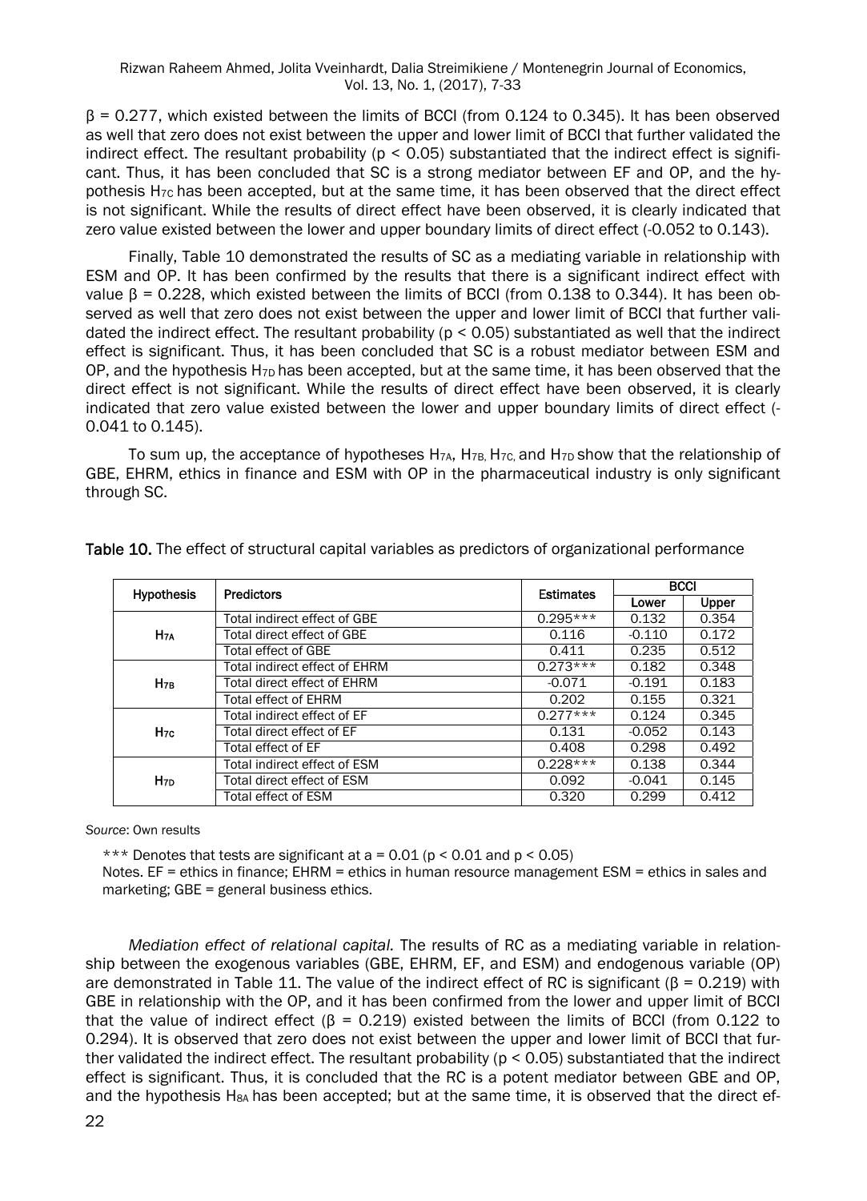$\beta = 0.277$, which existed between the limits of BCCI (from 0.124 to 0.345). It has been observed as well that zero does not exist between the upper and lower limit of BCCI that further validated the indirect effect. The resultant probability ($p < 0.05$) substantiated that the indirect effect is significant. Thus, it has been concluded that SC is a strong mediator between EF and OP, and the hypothesis $H_{7C}$ has been accepted, but at the same time, it has been observed that the direct effect is not significant. While the results of direct effect have been observed, it is clearly indicated that zero value existed between the lower and upper boundary limits of direct effect (-0.052 to 0.143).

Finally, Table 10 demonstrated the results of SC as a mediating variable in relationship with ESM and OP. It has been confirmed by the results that there is a significant indirect effect with value $\beta = 0.228$, which existed between the limits of BCCI (from 0.138 to 0.344). It has been observed as well that zero does not exist between the upper and lower limit of BCCI that further validated the indirect effect. The resultant probability ($p < 0.05$) substantiated as well that the indirect effect is significant. Thus, it has been concluded that SC is a robust mediator between ESM and OP, and the hypothesis $H_{7D}$ has been accepted, but at the same time, it has been observed that the direct effect is not significant. While the results of direct effect have been observed, it is clearly indicated that zero value existed between the lower and upper boundary limits of direct effect (-0.041 to 0.145).

To sum up, the acceptance of hypotheses $H_{7A}$, $H_{7B}$, $H_{7C}$, and $H_{7D}$ show that the relationship of GBE, EHRM, ethics in finance and ESM with OP in the pharmaceutical industry is only significant through SC.

**Table 10.** The effect of structural capital variables as predictors of organizational performance

| Hypothesis | Predictors | Estimates | BCCI | |
|---|---|---|---|---|
| | | | Lower | Upper |
| $H_{7A}$ | Total indirect effect of GBE | 0.295*** | 0.132 | 0.354 |
| | Total direct effect of GBE | 0.116 | -0.110 | 0.172 |
| | Total effect of GBE | 0.411 | 0.235 | 0.512 |
| $H_{7B}$ | Total indirect effect of EHRM | 0.273*** | 0.182 | 0.348 |
| | Total direct effect of EHRM | -0.071 | -0.191 | 0.183 |
| | Total effect of EHRM | 0.202 | 0.155 | 0.321 |
| $H_{7C}$ | Total indirect effect of EF | 0.277*** | 0.124 | 0.345 |
| | Total direct effect of EF | 0.131 | -0.052 | 0.143 |
| | Total effect of EF | 0.408 | 0.298 | 0.492 |
| $H_{7D}$ | Total indirect effect of ESM | 0.228*** | 0.138 | 0.344 |
| | Total direct effect of ESM | 0.092 | -0.041 | 0.145 |
| | Total effect of ESM | 0.320 | 0.299 | 0.412 |

*Source*: Own results

*** Denotes that tests are significant at a = 0.01 ($p < 0.01$ and $p < 0.05$)

Notes. EF = ethics in finance; EHRM = ethics in human resource management ESM = ethics in sales and marketing; GBE = general business ethics.

*Mediation effect of relational capital.* The results of RC as a mediating variable in relationship between the exogenous variables (GBE, EHRM, EF, and ESM) and endogenous variable (OP) are demonstrated in Table 11. The value of the indirect effect of RC is significant ($\beta = 0.219$) with GBE in relationship with the OP, and it has been confirmed from the lower and upper limit of BCCI that the value of indirect effect ($\beta = 0.219$) existed between the limits of BCCI (from 0.122 to 0.294). It is observed that zero does not exist between the upper and lower limit of BCCI that further validated the indirect effect. The resultant probability ($p < 0.05$) substantiated that the indirect effect is significant. Thus, it is concluded that the RC is a potent mediator between GBE and OP, and the hypothesis $H_{8A}$ has been accepted; but at the same time, it is observed that the direct ef-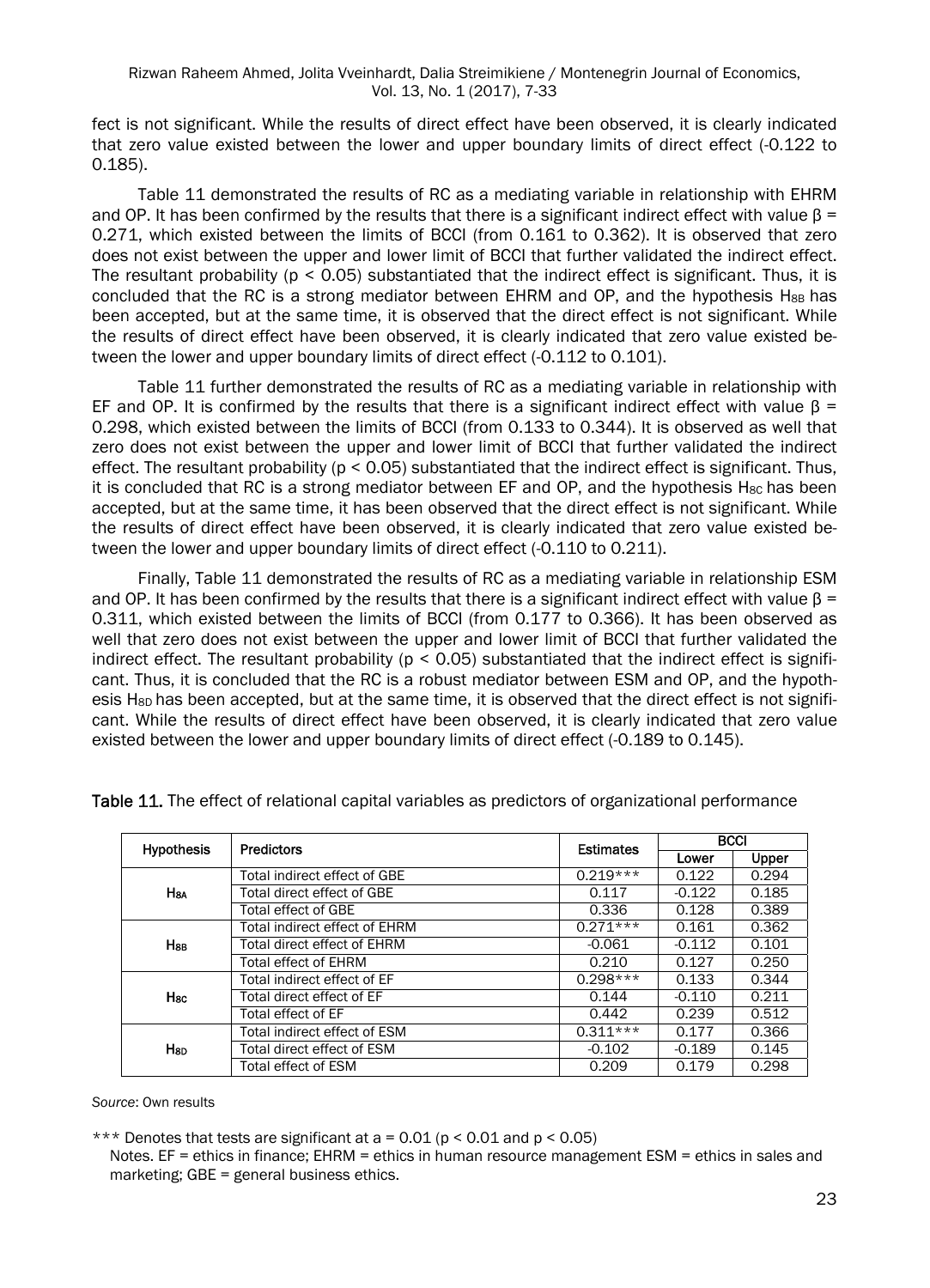fect is not significant. While the results of direct effect have been observed, it is clearly indicated that zero value existed between the lower and upper boundary limits of direct effect (-0.122 to 0.185).

Table 11 demonstrated the results of RC as a mediating variable in relationship with EHRM and OP. It has been confirmed by the results that there is a significant indirect effect with value $\beta$ = 0.271, which existed between the limits of BCCI (from 0.161 to 0.362). It is observed that zero does not exist between the upper and lower limit of BCCI that further validated the indirect effect. The resultant probability ($p < 0.05$) substantiated that the indirect effect is significant. Thus, it is concluded that the RC is a strong mediator between EHRM and OP, and the hypothesis $H_{8B}$ has been accepted, but at the same time, it is observed that the direct effect is not significant. While the results of direct effect have been observed, it is clearly indicated that zero value existed between the lower and upper boundary limits of direct effect (-0.112 to 0.101).

Table 11 further demonstrated the results of RC as a mediating variable in relationship with EF and OP. It is confirmed by the results that there is a significant indirect effect with value $\beta$ = 0.298, which existed between the limits of BCCI (from 0.133 to 0.344). It is observed as well that zero does not exist between the upper and lower limit of BCCI that further validated the indirect effect. The resultant probability ($p < 0.05$) substantiated that the indirect effect is significant. Thus, it is concluded that RC is a strong mediator between EF and OP, and the hypothesis $H_{8C}$ has been accepted, but at the same time, it has been observed that the direct effect is not significant. While the results of direct effect have been observed, it is clearly indicated that zero value existed between the lower and upper boundary limits of direct effect (-0.110 to 0.211).

Finally, Table 11 demonstrated the results of RC as a mediating variable in relationship ESM and OP. It has been confirmed by the results that there is a significant indirect effect with value $\beta$ = 0.311, which existed between the limits of BCCI (from 0.177 to 0.366). It has been observed as well that zero does not exist between the upper and lower limit of BCCI that further validated the indirect effect. The resultant probability ($p < 0.05$) substantiated that the indirect effect is significant. Thus, it is concluded that the RC is a robust mediator between ESM and OP, and the hypothesis $H_{8D}$ has been accepted, but at the same time, it is observed that the direct effect is not significant. While the results of direct effect have been observed, it is clearly indicated that zero value existed between the lower and upper boundary limits of direct effect (-0.189 to 0.145).

**Table 11.** The effect of relational capital variables as predictors of organizational performance

| Hypothesis | Predictors | Estimates | BCCI | |
|---|---|---|---|---|
| | | | Lower | Upper |
| $H_{8A}$ | Total indirect effect of GBE | 0.219*** | 0.122 | 0.294 |
| | Total direct effect of GBE | 0.117 | -0.122 | 0.185 |
| | Total effect of GBE | 0.336 | 0.128 | 0.389 |
| $H_{8B}$ | Total indirect effect of EHRM | 0.271*** | 0.161 | 0.362 |
| | Total direct effect of EHRM | -0.061 | -0.112 | 0.101 |
| | Total effect of EHRM | 0.210 | 0.127 | 0.250 |
| $H_{8C}$ | Total indirect effect of EF | 0.298*** | 0.133 | 0.344 |
| | Total direct effect of EF | 0.144 | -0.110 | 0.211 |
| | Total effect of EF | 0.442 | 0.239 | 0.512 |
| $H_{8D}$ | Total indirect effect of ESM | 0.311*** | 0.177 | 0.366 |
| | Total direct effect of ESM | -0.102 | -0.189 | 0.145 |
| | Total effect of ESM | 0.209 | 0.179 | 0.298 |

*Source*: Own results

*** Denotes that tests are significant at a = 0.01 ($p < 0.01$ and $p < 0.05$)
Notes. EF = ethics in finance; EHRM = ethics in human resource management ESM = ethics in sales and marketing; GBE = general business ethics.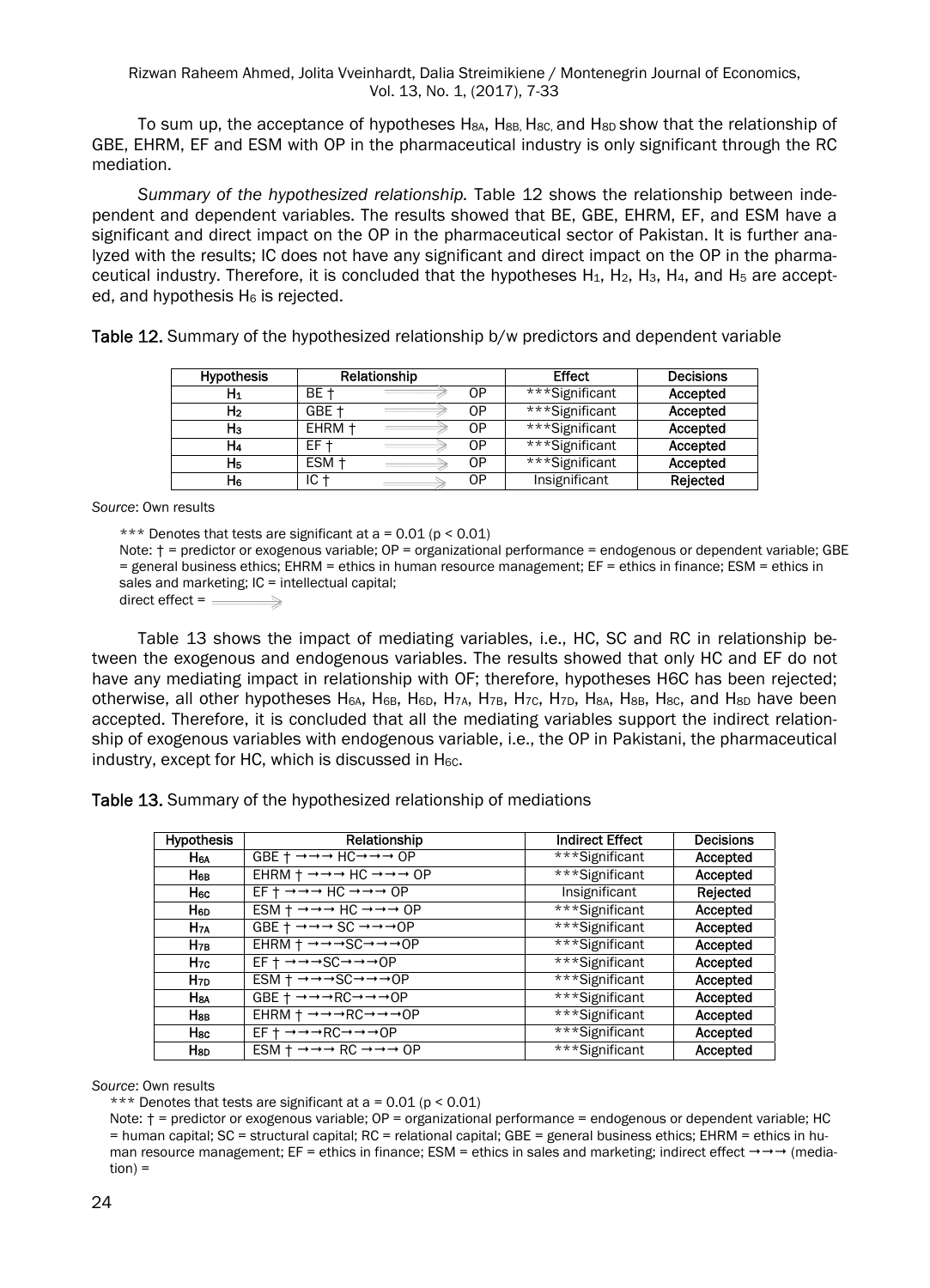To sum up, the acceptance of hypotheses $H_{8A}$, $H_{8B}$, $H_{8C}$, and $H_{8D}$ show that the relationship of GBE, EHRM, EF and ESM with OP in the pharmaceutical industry is only significant through the RC mediation.

*Summary of the hypothesized relationship.* Table 12 shows the relationship between independent and dependent variables. The results showed that BE, GBE, EHRM, EF, and ESM have a significant and direct impact on the OP in the pharmaceutical sector of Pakistan. It is further analyzed with the results; IC does not have any significant and direct impact on the OP in the pharmaceutical industry. Therefore, it is concluded that the hypotheses $H_1$, $H_2$, $H_3$, $H_4$, and $H_5$ are accepted, and hypothesis $H_6$ is rejected.

**Table 12.** Summary of the hypothesized relationship b/w predictors and dependent variable

| Hypothesis | Relationship | | | Effect | Decisions |
|---|---|---|---|---|---|
| $H_1$ | BE † | ⟹ | OP | ***Significant | Accepted |
| $H_2$ | GBE † | ⟹ | OP | ***Significant | Accepted |
| $H_3$ | EHRM † | ⟹ | OP | ***Significant | Accepted |
| $H_4$ | EF † | ⟹ | OP | ***Significant | Accepted |
| $H_5$ | ESM † | ⟹ | OP | ***Significant | Accepted |
| $H_6$ | IC † | ⟹ | OP | Insignificant | Rejected |

*Source*: Own results

*** Denotes that tests are significant at a = 0.01 (p < 0.01)
Note: † = predictor or exogenous variable; OP = organizational performance = endogenous or dependent variable; GBE = general business ethics; EHRM = ethics in human resource management; EF = ethics in finance; ESM = ethics in sales and marketing; IC = intellectual capital;
direct effect = ⟹

Table 13 shows the impact of mediating variables, i.e., HC, SC and RC in relationship between the exogenous and endogenous variables. The results showed that only HC and EF do not have any mediating impact in relationship with OF; therefore, hypotheses H6C has been rejected; otherwise, all other hypotheses $H_{6A}$, $H_{6B}$, $H_{6D}$, $H_{7A}$, $H_{7B}$, $H_{7C}$, $H_{7D}$, $H_{8A}$, $H_{8B}$, $H_{8C}$, and $H_{8D}$ have been accepted. Therefore, it is concluded that all the mediating variables support the indirect relationship of exogenous variables with endogenous variable, i.e., the OP in Pakistani, the pharmaceutical industry, except for HC, which is discussed in $H_{6C}$.

**Table 13.** Summary of the hypothesized relationship of mediations

| Hypothesis | Relationship | Indirect Effect | Decisions |
|---|---|---|---|
| $H_{6A}$ | GBE † →→→ HC→→→ OP | ***Significant | Accepted |
| $H_{6B}$ | EHRM † →→→ HC →→→ OP | ***Significant | Accepted |
| $H_{6C}$ | EF † →→→ HC →→→ OP | Insignificant | Rejected |
| $H_{6D}$ | ESM † →→→ HC →→→ OP | ***Significant | Accepted |
| $H_{7A}$ | GBE † →→→ SC →→→OP | ***Significant | Accepted |
| $H_{7B}$ | EHRM † →→→SC→→→OP | ***Significant | Accepted |
| $H_{7C}$ | EF † →→→SC→→→OP | ***Significant | Accepted |
| $H_{7D}$ | ESM † →→→SC→→→OP | ***Significant | Accepted |
| $H_{8A}$ | GBE † →→→RC→→→OP | ***Significant | Accepted |
| $H_{8B}$ | EHRM † →→→RC→→→OP | ***Significant | Accepted |
| $H_{8C}$ | EF † →→→RC→→→OP | ***Significant | Accepted |
| $H_{8D}$ | ESM † →→→ RC →→→ OP | ***Significant | Accepted |

*Source*: Own results

*** Denotes that tests are significant at a = 0.01 (p < 0.01)

Note: † = predictor or exogenous variable; OP = organizational performance = endogenous or dependent variable; HC = human capital; SC = structural capital; RC = relational capital; GBE = general business ethics; EHRM = ethics in human resource management; EF = ethics in finance; ESM = ethics in sales and marketing; indirect effect →→→ (mediation) =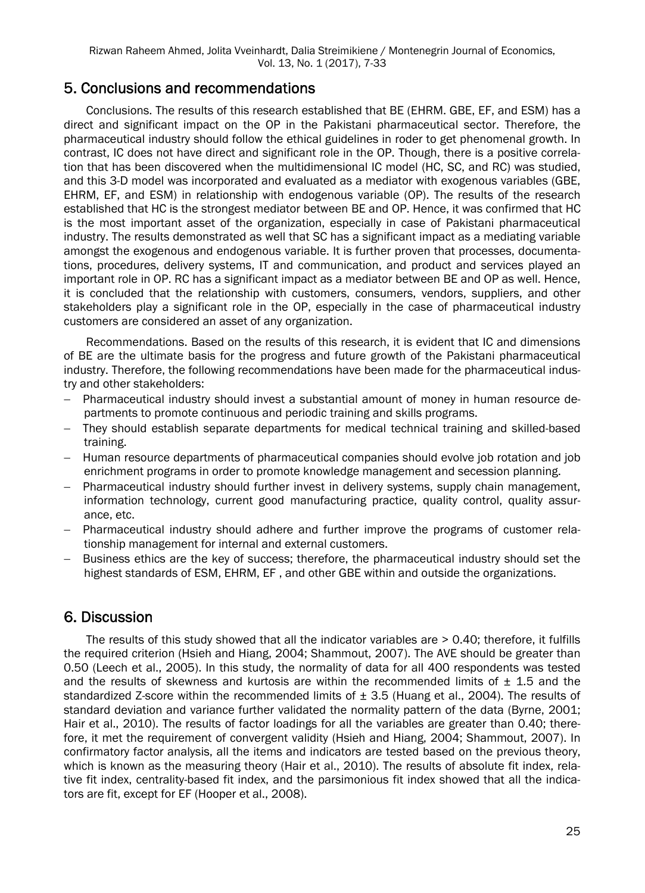## 5. Conclusions and recommendations

Conclusions. The results of this research established that BE (EHRM. GBE, EF, and ESM) has a direct and significant impact on the OP in the Pakistani pharmaceutical sector. Therefore, the pharmaceutical industry should follow the ethical guidelines in roder to get phenomenal growth. In contrast, IC does not have direct and significant role in the OP. Though, there is a positive correlation that has been discovered when the multidimensional IC model (HC, SC, and RC) was studied, and this 3-D model was incorporated and evaluated as a mediator with exogenous variables (GBE, EHRM, EF, and ESM) in relationship with endogenous variable (OP). The results of the research established that HC is the strongest mediator between BE and OP. Hence, it was confirmed that HC is the most important asset of the organization, especially in case of Pakistani pharmaceutical industry. The results demonstrated as well that SC has a significant impact as a mediating variable amongst the exogenous and endogenous variable. It is further proven that processes, documentations, procedures, delivery systems, IT and communication, and product and services played an important role in OP. RC has a significant impact as a mediator between BE and OP as well. Hence, it is concluded that the relationship with customers, consumers, vendors, suppliers, and other stakeholders play a significant role in the OP, especially in the case of pharmaceutical industry customers are considered an asset of any organization.

Recommendations. Based on the results of this research, it is evident that IC and dimensions of BE are the ultimate basis for the progress and future growth of the Pakistani pharmaceutical industry. Therefore, the following recommendations have been made for the pharmaceutical industry and other stakeholders:

- Pharmaceutical industry should invest a substantial amount of money in human resource departments to promote continuous and periodic training and skills programs.
- They should establish separate departments for medical technical training and skilled-based training.
- Human resource departments of pharmaceutical companies should evolve job rotation and job enrichment programs in order to promote knowledge management and secession planning.
- Pharmaceutical industry should further invest in delivery systems, supply chain management, information technology, current good manufacturing practice, quality control, quality assurance, etc.
- Pharmaceutical industry should adhere and further improve the programs of customer relationship management for internal and external customers.
- Business ethics are the key of success; therefore, the pharmaceutical industry should set the highest standards of ESM, EHRM, EF , and other GBE within and outside the organizations.

## 6. Discussion

The results of this study showed that all the indicator variables are > 0.40; therefore, it fulfills the required criterion (Hsieh and Hiang, 2004; Shammout, 2007). The AVE should be greater than 0.50 (Leech et al., 2005). In this study, the normality of data for all 400 respondents was tested and the results of skewness and kurtosis are within the recommended limits of ± 1.5 and the standardized Z-score within the recommended limits of ± 3.5 (Huang et al., 2004). The results of standard deviation and variance further validated the normality pattern of the data (Byrne, 2001; Hair et al., 2010). The results of factor loadings for all the variables are greater than 0.40; therefore, it met the requirement of convergent validity (Hsieh and Hiang, 2004; Shammout, 2007). In confirmatory factor analysis, all the items and indicators are tested based on the previous theory, which is known as the measuring theory (Hair et al., 2010). The results of absolute fit index, relative fit index, centrality-based fit index, and the parsimonious fit index showed that all the indicators are fit, except for EF (Hooper et al., 2008).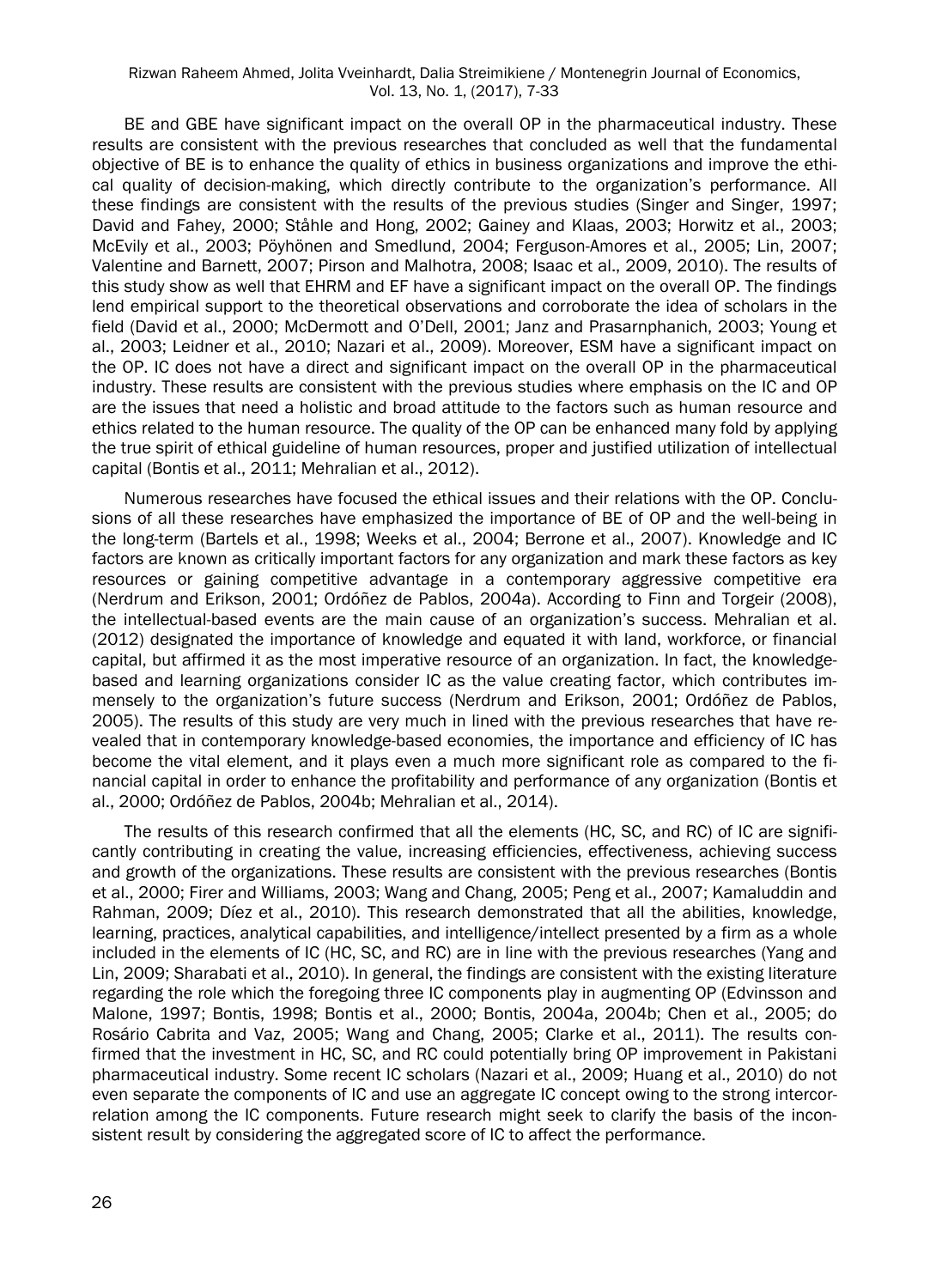BE and GBE have significant impact on the overall OP in the pharmaceutical industry. These results are consistent with the previous researches that concluded as well that the fundamental objective of BE is to enhance the quality of ethics in business organizations and improve the ethical quality of decision-making, which directly contribute to the organization's performance. All these findings are consistent with the results of the previous studies (Singer and Singer, 1997; David and Fahey, 2000; Ståhle and Hong, 2002; Gainey and Klaas, 2003; Horwitz et al., 2003; McEvily et al., 2003; Pöyhönen and Smedlund, 2004; Ferguson-Amores et al., 2005; Lin, 2007; Valentine and Barnett, 2007; Pirson and Malhotra, 2008; Isaac et al., 2009, 2010). The results of this study show as well that EHRM and EF have a significant impact on the overall OP. The findings lend empirical support to the theoretical observations and corroborate the idea of scholars in the field (David et al., 2000; McDermott and O'Dell, 2001; Janz and Prasarnphanich, 2003; Young et al., 2003; Leidner et al., 2010; Nazari et al., 2009). Moreover, ESM have a significant impact on the OP. IC does not have a direct and significant impact on the overall OP in the pharmaceutical industry. These results are consistent with the previous studies where emphasis on the IC and OP are the issues that need a holistic and broad attitude to the factors such as human resource and ethics related to the human resource. The quality of the OP can be enhanced many fold by applying the true spirit of ethical guideline of human resources, proper and justified utilization of intellectual capital (Bontis et al., 2011; Mehralian et al., 2012).

Numerous researches have focused the ethical issues and their relations with the OP. Conclusions of all these researches have emphasized the importance of BE of OP and the well-being in the long-term (Bartels et al., 1998; Weeks et al., 2004; Berrone et al., 2007). Knowledge and IC factors are known as critically important factors for any organization and mark these factors as key resources or gaining competitive advantage in a contemporary aggressive competitive era (Nerdrum and Erikson, 2001; Ordóñez de Pablos, 2004a). According to Finn and Torgeir (2008), the intellectual-based events are the main cause of an organization's success. Mehralian et al. (2012) designated the importance of knowledge and equated it with land, workforce, or financial capital, but affirmed it as the most imperative resource of an organization. In fact, the knowledge-based and learning organizations consider IC as the value creating factor, which contributes immensely to the organization's future success (Nerdrum and Erikson, 2001; Ordóñez de Pablos, 2005). The results of this study are very much in lined with the previous researches that have revealed that in contemporary knowledge-based economies, the importance and efficiency of IC has become the vital element, and it plays even a much more significant role as compared to the financial capital in order to enhance the profitability and performance of any organization (Bontis et al., 2000; Ordóñez de Pablos, 2004b; Mehralian et al., 2014).

The results of this research confirmed that all the elements (HC, SC, and RC) of IC are significantly contributing in creating the value, increasing efficiencies, effectiveness, achieving success and growth of the organizations. These results are consistent with the previous researches (Bontis et al., 2000; Firer and Williams, 2003; Wang and Chang, 2005; Peng et al., 2007; Kamaluddin and Rahman, 2009; Díez et al., 2010). This research demonstrated that all the abilities, knowledge, learning, practices, analytical capabilities, and intelligence/intellect presented by a firm as a whole included in the elements of IC (HC, SC, and RC) are in line with the previous researches (Yang and Lin, 2009; Sharabati et al., 2010). In general, the findings are consistent with the existing literature regarding the role which the foregoing three IC components play in augmenting OP (Edvinsson and Malone, 1997; Bontis, 1998; Bontis et al., 2000; Bontis, 2004a, 2004b; Chen et al., 2005; do Rosário Cabrita and Vaz, 2005; Wang and Chang, 2005; Clarke et al., 2011). The results confirmed that the investment in HC, SC, and RC could potentially bring OP improvement in Pakistani pharmaceutical industry. Some recent IC scholars (Nazari et al., 2009; Huang et al., 2010) do not even separate the components of IC and use an aggregate IC concept owing to the strong intercorrelation among the IC components. Future research might seek to clarify the basis of the inconsistent result by considering the aggregated score of IC to affect the performance.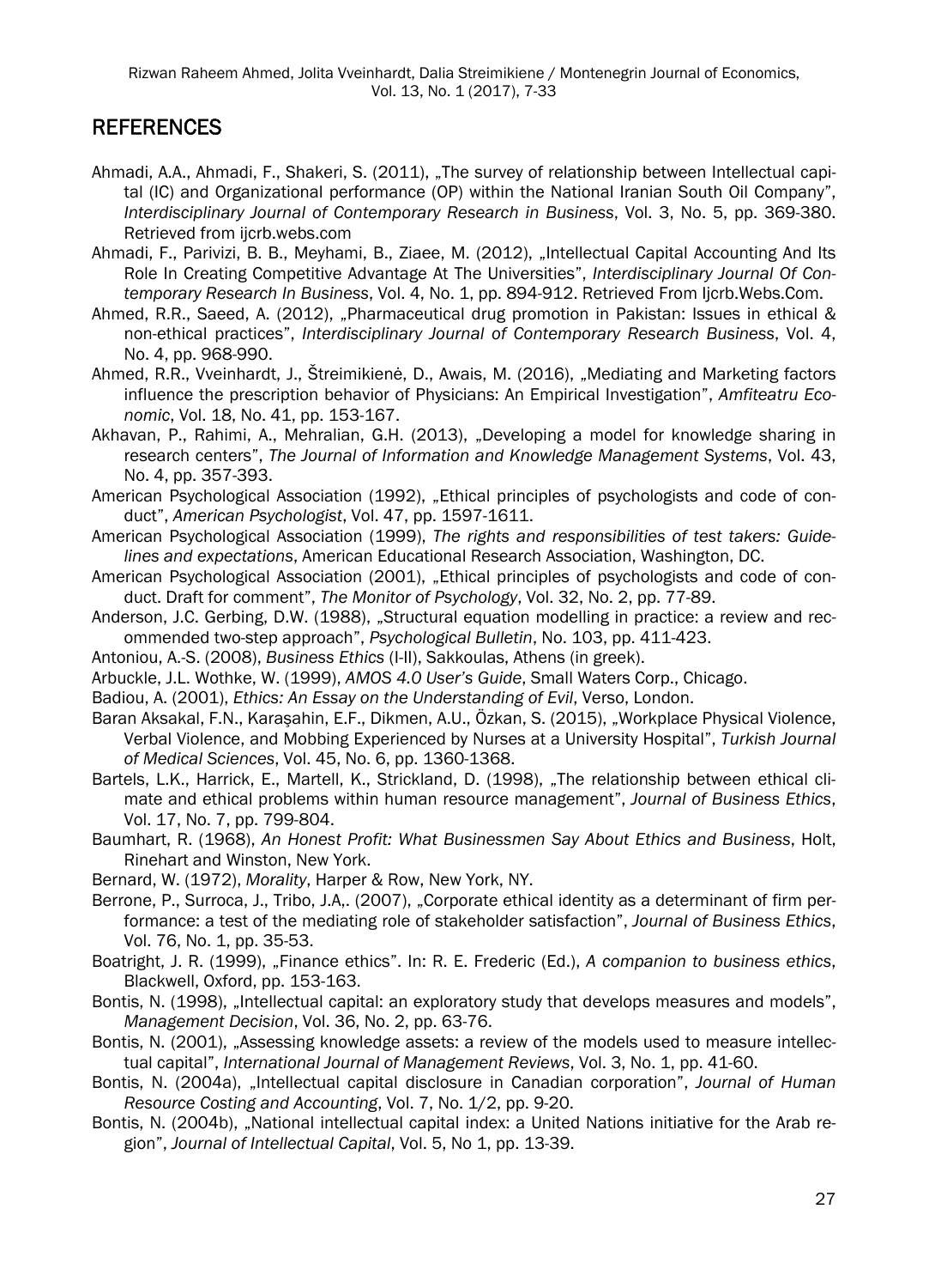## REFERENCES

Ahmadi, A.A., Ahmadi, F., Shakeri, S. (2011), „The survey of relationship between Intellectual capital (IC) and Organizational performance (OP) within the National Iranian South Oil Company", *Interdisciplinary Journal of Contemporary Research in Business*, Vol. 3, No. 5, pp. 369-380. Retrieved from ijcrb.webs.com

Ahmadi, F., Parivizi, B. B., Meyhami, B., Ziaee, M. (2012), „Intellectual Capital Accounting And Its Role In Creating Competitive Advantage At The Universities", *Interdisciplinary Journal Of Contemporary Research In Business*, Vol. 4, No. 1, pp. 894-912. Retrieved From Ijcrb.Webs.Com.

Ahmed, R.R., Saeed, A. (2012), „Pharmaceutical drug promotion in Pakistan: Issues in ethical & non-ethical practices", *Interdisciplinary Journal of Contemporary Research Business*, Vol. 4, No. 4, pp. 968-990.

Ahmed, R.R., Vveinhardt, J., Štreimikienė, D., Awais, M. (2016), „Mediating and Marketing factors influence the prescription behavior of Physicians: An Empirical Investigation", *Amfiteatru Economic*, Vol. 18, No. 41, pp. 153-167.

Akhavan, P., Rahimi, A., Mehralian, G.H. (2013), „Developing a model for knowledge sharing in research centers", *The Journal of Information and Knowledge Management Systems*, Vol. 43, No. 4, pp. 357-393.

American Psychological Association (1992), „Ethical principles of psychologists and code of conduct", *American Psychologist*, Vol. 47, pp. 1597-1611.

American Psychological Association (1999), *The rights and responsibilities of test takers: Guidelines and expectations*, American Educational Research Association, Washington, DC.

American Psychological Association (2001), „Ethical principles of psychologists and code of conduct. Draft for comment", *The Monitor of Psychology*, Vol. 32, No. 2, pp. 77-89.

Anderson, J.C. Gerbing, D.W. (1988), „Structural equation modelling in practice: a review and recommended two-step approach", *Psychological Bulletin*, No. 103, pp. 411-423.

Antoniou, A.-S. (2008), *Business Ethics* (I-II), Sakkoulas, Athens (in greek).

Arbuckle, J.L. Wothke, W. (1999), *AMOS 4.0 User's Guide*, Small Waters Corp., Chicago.

Badiou, A. (2001), *Ethics: An Essay on the Understanding of Evil*, Verso, London.

Baran Aksakal, F.N., Karaşahin, E.F., Dikmen, A.U., Özkan, S. (2015), „Workplace Physical Violence, Verbal Violence, and Mobbing Experienced by Nurses at a University Hospital", *Turkish Journal of Medical Sciences*, Vol. 45, No. 6, pp. 1360-1368.

Bartels, L.K., Harrick, E., Martell, K., Strickland, D. (1998), „The relationship between ethical climate and ethical problems within human resource management", *Journal of Business Ethics*, Vol. 17, No. 7, pp. 799-804.

Baumhart, R. (1968), *An Honest Profit: What Businessmen Say About Ethics and Business*, Holt, Rinehart and Winston, New York.

Bernard, W. (1972), *Morality*, Harper & Row, New York, NY.

Berrone, P., Surroca, J., Tribo, J.A,. (2007), „Corporate ethical identity as a determinant of firm performance: a test of the mediating role of stakeholder satisfaction", *Journal of Business Ethics*, Vol. 76, No. 1, pp. 35-53.

Boatright, J. R. (1999), „Finance ethics". In: R. E. Frederic (Ed.), *A companion to business ethics*, Blackwell, Oxford, pp. 153-163.

Bontis, N. (1998), „Intellectual capital: an exploratory study that develops measures and models", *Management Decision*, Vol. 36, No. 2, pp. 63-76.

Bontis, N. (2001), „Assessing knowledge assets: a review of the models used to measure intellectual capital", *International Journal of Management Reviews*, Vol. 3, No. 1, pp. 41-60.

Bontis, N. (2004a), „Intellectual capital disclosure in Canadian corporation", *Journal of Human Resource Costing and Accounting*, Vol. 7, No. 1/2, pp. 9-20.

Bontis, N. (2004b), „National intellectual capital index: a United Nations initiative for the Arab region", *Journal of Intellectual Capital*, Vol. 5, No 1, pp. 13-39.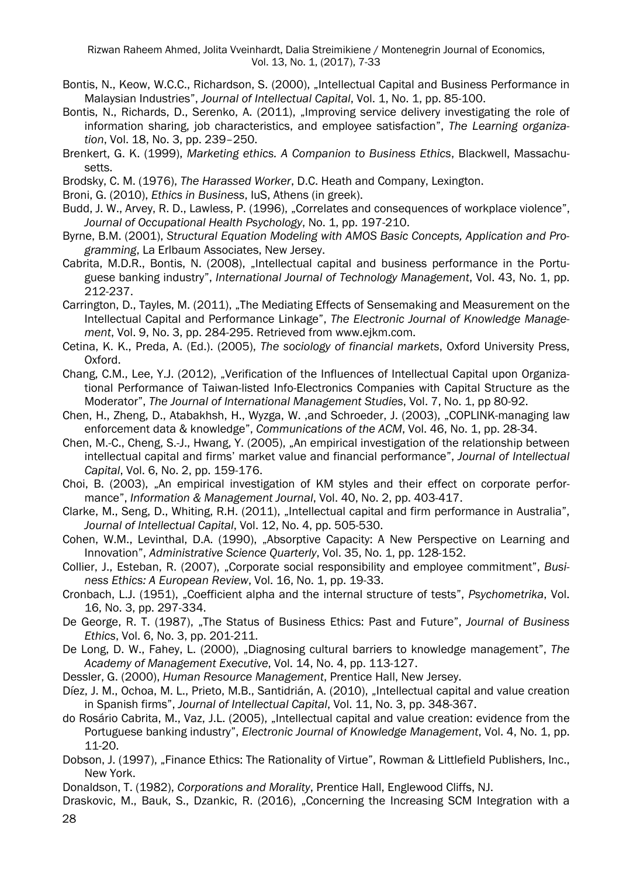Bontis, N., Keow, W.C.C., Richardson, S. (2000), „Intellectual Capital and Business Performance in Malaysian Industries", *Journal of Intellectual Capital*, Vol. 1, No. 1, pp. 85-100.

Bontis, N., Richards, D., Serenko, A. (2011), „Improving service delivery investigating the role of information sharing, job characteristics, and employee satisfaction", *The Learning organization*, Vol. 18, No. 3, pp. 239–250.

Brenkert, G. K. (1999), *Marketing ethics. A Companion to Business Ethics*, Blackwell, Massachusetts.

Brodsky, C. M. (1976), *The Harassed Worker*, D.C. Heath and Company, Lexington.

Broni, G. (2010), *Ethics in Business*, IuS, Athens (in greek).

Budd, J. W., Arvey, R. D., Lawless, P. (1996), „Correlates and consequences of workplace violence", *Journal of Occupational Health Psychology*, No. 1, pp. 197-210.

Byrne, B.M. (2001), *Structural Equation Modeling with AMOS Basic Concepts, Application and Programming*, La Erlbaum Associates, New Jersey.

Cabrita, M.D.R., Bontis, N. (2008), „Intellectual capital and business performance in the Portuguese banking industry", *International Journal of Technology Management*, Vol. 43, No. 1, pp. 212-237.

Carrington, D., Tayles, M. (2011), „The Mediating Effects of Sensemaking and Measurement on the Intellectual Capital and Performance Linkage", *The Electronic Journal of Knowledge Management*, Vol. 9, No. 3, pp. 284-295. Retrieved from www.ejkm.com.

Cetina, K. K., Preda, A. (Ed.). (2005), *The sociology of financial markets*, Oxford University Press, Oxford.

Chang, C.M., Lee, Y.J. (2012), „Verification of the Influences of Intellectual Capital upon Organizational Performance of Taiwan-listed Info-Electronics Companies with Capital Structure as the Moderator", *The Journal of International Management Studies*, Vol. 7, No. 1, pp 80-92.

Chen, H., Zheng, D., Atabakhsh, H., Wyzga, W. ,and Schroeder, J. (2003), „COPLINK-managing law enforcement data & knowledge", *Communications of the ACM*, Vol. 46, No. 1, pp. 28-34.

Chen, M.-C., Cheng, S.-J., Hwang, Y. (2005), „An empirical investigation of the relationship between intellectual capital and firms' market value and financial performance", *Journal of Intellectual Capital*, Vol. 6, No. 2, pp. 159-176.

Choi, B. (2003), „An empirical investigation of KM styles and their effect on corporate performance", *Information & Management Journal*, Vol. 40, No. 2, pp. 403-417.

Clarke, M., Seng, D., Whiting, R.H. (2011), „Intellectual capital and firm performance in Australia", *Journal of Intellectual Capital*, Vol. 12, No. 4, pp. 505-530.

Cohen, W.M., Levinthal, D.A. (1990), „Absorptive Capacity: A New Perspective on Learning and Innovation", *Administrative Science Quarterly*, Vol. 35, No. 1, pp. 128-152.

Collier, J., Esteban, R. (2007), „Corporate social responsibility and employee commitment", *Business Ethics: A European Review*, Vol. 16, No. 1, pp. 19-33.

Cronbach, L.J. (1951), „Coefficient alpha and the internal structure of tests", *Psychometrika*, Vol. 16, No. 3, pp. 297-334.

De George, R. T. (1987), „The Status of Business Ethics: Past and Future", *Journal of Business Ethics*, Vol. 6, No. 3, pp. 201-211.

De Long, D. W., Fahey, L. (2000), „Diagnosing cultural barriers to knowledge management", *The Academy of Management Executive*, Vol. 14, No. 4, pp. 113-127.

Dessler, G. (2000), *Human Resource Management*, Prentice Hall, New Jersey.

Díez, J. M., Ochoa, M. L., Prieto, M.B., Santidrián, A. (2010), „Intellectual capital and value creation in Spanish firms", *Journal of Intellectual Capital*, Vol. 11, No. 3, pp. 348-367.

do Rosário Cabrita, M., Vaz, J.L. (2005), „Intellectual capital and value creation: evidence from the Portuguese banking industry", *Electronic Journal of Knowledge Management*, Vol. 4, No. 1, pp. 11-20.

Dobson, J. (1997), „Finance Ethics: The Rationality of Virtue", Rowman & Littlefield Publishers, Inc., New York.

Donaldson, T. (1982), *Corporations and Morality*, Prentice Hall, Englewood Cliffs, NJ.

Draskovic, M., Bauk, S., Dzankic, R. (2016), „Concerning the Increasing SCM Integration with a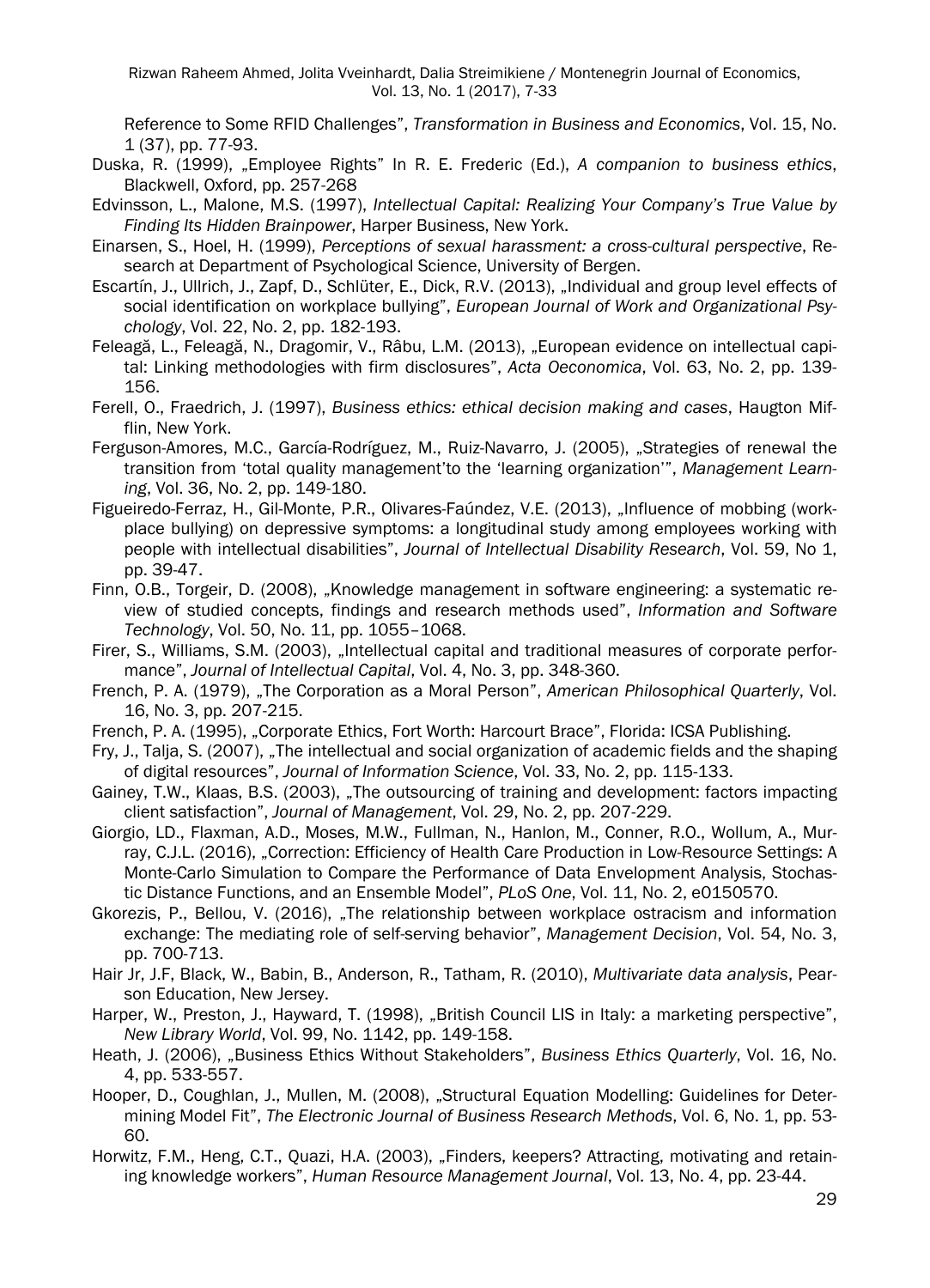Reference to Some RFID Challenges", *Transformation in Business and Economics*, Vol. 15, No. 1 (37), pp. 77-93.

Duska, R. (1999), „Employee Rights" In R. E. Frederic (Ed.), *A companion to business ethics*, Blackwell, Oxford, pp. 257-268

Edvinsson, L., Malone, M.S. (1997), *Intellectual Capital: Realizing Your Company's True Value by Finding Its Hidden Brainpower*, Harper Business, New York.

Einarsen, S., Hoel, H. (1999), *Perceptions of sexual harassment: a cross-cultural perspective*, Research at Department of Psychological Science, University of Bergen.

Escartín, J., Ullrich, J., Zapf, D., Schlüter, E., Dick, R.V. (2013), „Individual and group level effects of social identification on workplace bullying", *European Journal of Work and Organizational Psychology*, Vol. 22, No. 2, pp. 182-193.

Feleagă, L., Feleagă, N., Dragomir, V., Râbu, L.M. (2013), „European evidence on intellectual capital: Linking methodologies with firm disclosures", *Acta Oeconomica*, Vol. 63, No. 2, pp. 139-156.

Ferell, O., Fraedrich, J. (1997), *Business ethics: ethical decision making and cases*, Haugton Mifflin, New York.

Ferguson-Amores, M.C., García-Rodríguez, M., Ruiz-Navarro, J. (2005), „Strategies of renewal the transition from 'total quality management'to the 'learning organization'", *Management Learning*, Vol. 36, No. 2, pp. 149-180.

Figueiredo-Ferraz, H., Gil-Monte, P.R., Olivares-Faúndez, V.E. (2013), „Influence of mobbing (workplace bullying) on depressive symptoms: a longitudinal study among employees working with people with intellectual disabilities", *Journal of Intellectual Disability Research*, Vol. 59, No 1, pp. 39-47.

Finn, O.B., Torgeir, D. (2008), „Knowledge management in software engineering: a systematic review of studied concepts, findings and research methods used", *Information and Software Technology*, Vol. 50, No. 11, pp. 1055–1068.

Firer, S., Williams, S.M. (2003), „Intellectual capital and traditional measures of corporate performance", *Journal of Intellectual Capital*, Vol. 4, No. 3, pp. 348-360.

French, P. A. (1979), „The Corporation as a Moral Person", *American Philosophical Quarterly*, Vol. 16, No. 3, pp. 207-215.

French, P. A. (1995), „Corporate Ethics, Fort Worth: Harcourt Brace", Florida: ICSA Publishing.

Fry, J., Talja, S. (2007), „The intellectual and social organization of academic fields and the shaping of digital resources", *Journal of Information Science*, Vol. 33, No. 2, pp. 115-133.

Gainey, T.W., Klaas, B.S. (2003), „The outsourcing of training and development: factors impacting client satisfaction", *Journal of Management*, Vol. 29, No. 2, pp. 207-229.

Giorgio, LD., Flaxman, A.D., Moses, M.W., Fullman, N., Hanlon, M., Conner, R.O., Wollum, A., Murray, C.J.L. (2016), „Correction: Efficiency of Health Care Production in Low-Resource Settings: A Monte-Carlo Simulation to Compare the Performance of Data Envelopment Analysis, Stochastic Distance Functions, and an Ensemble Model", *PLoS One*, Vol. 11, No. 2, e0150570.

Gkorezis, P., Bellou, V. (2016), „The relationship between workplace ostracism and information exchange: The mediating role of self-serving behavior", *Management Decision*, Vol. 54, No. 3, pp. 700-713.

Hair Jr, J.F, Black, W., Babin, B., Anderson, R., Tatham, R. (2010), *Multivariate data analysis*, Pearson Education, New Jersey.

Harper, W., Preston, J., Hayward, T. (1998), „British Council LIS in Italy: a marketing perspective", *New Library World*, Vol. 99, No. 1142, pp. 149-158.

Heath, J. (2006), „Business Ethics Without Stakeholders", *Business Ethics Quarterly*, Vol. 16, No. 4, pp. 533-557.

Hooper, D., Coughlan, J., Mullen, M. (2008), „Structural Equation Modelling: Guidelines for Determining Model Fit", *The Electronic Journal of Business Research Methods*, Vol. 6, No. 1, pp. 53-60.

Horwitz, F.M., Heng, C.T., Quazi, H.A. (2003), „Finders, keepers? Attracting, motivating and retaining knowledge workers", *Human Resource Management Journal*, Vol. 13, No. 4, pp. 23-44.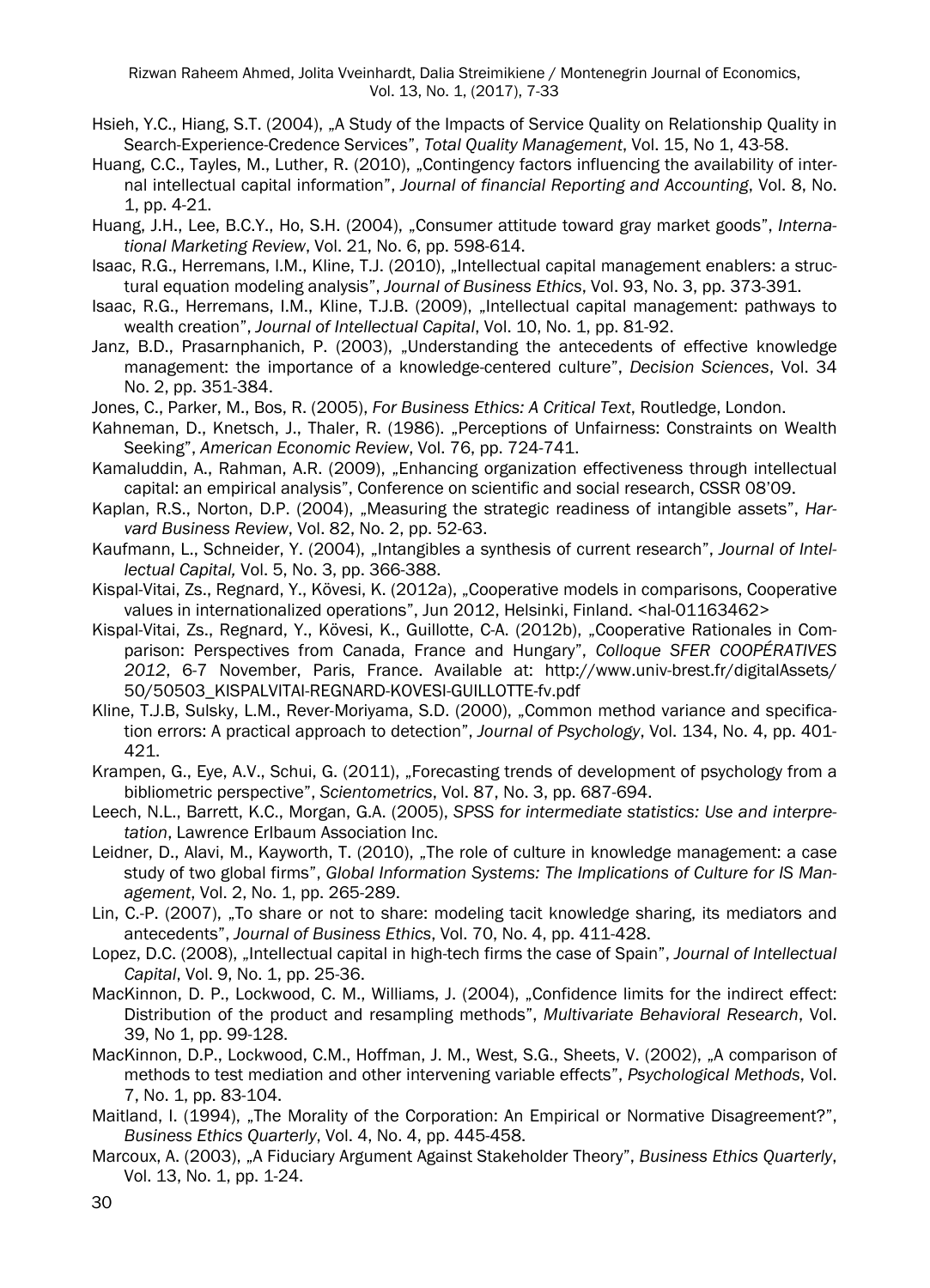Hsieh, Y.C., Hiang, S.T. (2004), „A Study of the Impacts of Service Quality on Relationship Quality in Search-Experience-Credence Services", *Total Quality Management*, Vol. 15, No 1, 43-58.

Huang, C.C., Tayles, M., Luther, R. (2010), „Contingency factors influencing the availability of internal intellectual capital information", *Journal of financial Reporting and Accounting*, Vol. 8, No. 1, pp. 4-21.

Huang, J.H., Lee, B.C.Y., Ho, S.H. (2004), „Consumer attitude toward gray market goods", *International Marketing Review*, Vol. 21, No. 6, pp. 598-614.

Isaac, R.G., Herremans, I.M., Kline, T.J. (2010), „Intellectual capital management enablers: a structural equation modeling analysis", *Journal of Business Ethics*, Vol. 93, No. 3, pp. 373-391.

Isaac, R.G., Herremans, I.M., Kline, T.J.B. (2009), „Intellectual capital management: pathways to wealth creation", *Journal of Intellectual Capital*, Vol. 10, No. 1, pp. 81-92.

Janz, B.D., Prasarnphanich, P. (2003), „Understanding the antecedents of effective knowledge management: the importance of a knowledge-centered culture", *Decision Sciences*, Vol. 34 No. 2, pp. 351-384.

Jones, C., Parker, M., Bos, R. (2005), *For Business Ethics: A Critical Text*, Routledge, London.

Kahneman, D., Knetsch, J., Thaler, R. (1986). „Perceptions of Unfairness: Constraints on Wealth Seeking", *American Economic Review*, Vol. 76, pp. 724-741.

Kamaluddin, A., Rahman, A.R. (2009), „Enhancing organization effectiveness through intellectual capital: an empirical analysis", Conference on scientific and social research, CSSR 08'09.

Kaplan, R.S., Norton, D.P. (2004), „Measuring the strategic readiness of intangible assets", *Harvard Business Review*, Vol. 82, No. 2, pp. 52-63.

Kaufmann, L., Schneider, Y. (2004), „Intangibles a synthesis of current research", *Journal of Intellectual Capital,* Vol. 5, No. 3, pp. 366-388.

Kispal-Vitai, Zs., Regnard, Y., Kövesi, K. (2012a), „Cooperative models in comparisons, Cooperative values in internationalized operations", Jun 2012, Helsinki, Finland. <hal-01163462>

Kispal-Vitai, Zs., Regnard, Y., Kövesi, K., Guillotte, C-A. (2012b), „Cooperative Rationales in Comparison: Perspectives from Canada, France and Hungary", *Colloque SFER COOPÉRATIVES 2012*, 6-7 November, Paris, France. Available at: http://www.univ-brest.fr/digitalAssets/50/50503_KISPALVITAI-REGNARD-KOVESI-GUILLOTTE-fv.pdf

Kline, T.J.B, Sulsky, L.M., Rever-Moriyama, S.D. (2000), „Common method variance and specification errors: A practical approach to detection", *Journal of Psychology*, Vol. 134, No. 4, pp. 401-421.

Krampen, G., Eye, A.V., Schui, G. (2011), „Forecasting trends of development of psychology from a bibliometric perspective", *Scientometrics*, Vol. 87, No. 3, pp. 687-694.

Leech, N.L., Barrett, K.C., Morgan, G.A. (2005), *SPSS for intermediate statistics: Use and interpretation*, Lawrence Erlbaum Association Inc.

Leidner, D., Alavi, M., Kayworth, T. (2010), „The role of culture in knowledge management: a case study of two global firms", *Global Information Systems: The Implications of Culture for IS Management*, Vol. 2, No. 1, pp. 265-289.

Lin, C.-P. (2007), „To share or not to share: modeling tacit knowledge sharing, its mediators and antecedents", *Journal of Business Ethics*, Vol. 70, No. 4, pp. 411-428.

Lopez, D.C. (2008), „Intellectual capital in high-tech firms the case of Spain", *Journal of Intellectual Capital*, Vol. 9, No. 1, pp. 25-36.

MacKinnon, D. P., Lockwood, C. M., Williams, J. (2004), „Confidence limits for the indirect effect: Distribution of the product and resampling methods", *Multivariate Behavioral Research*, Vol. 39, No 1, pp. 99-128.

MacKinnon, D.P., Lockwood, C.M., Hoffman, J. M., West, S.G., Sheets, V. (2002), „A comparison of methods to test mediation and other intervening variable effects", *Psychological Methods*, Vol. 7, No. 1, pp. 83-104.

Maitland, I. (1994), „The Morality of the Corporation: An Empirical or Normative Disagreement?", *Business Ethics Quarterly*, Vol. 4, No. 4, pp. 445-458.

Marcoux, A. (2003), „A Fiduciary Argument Against Stakeholder Theory", *Business Ethics Quarterly*, Vol. 13, No. 1, pp. 1-24.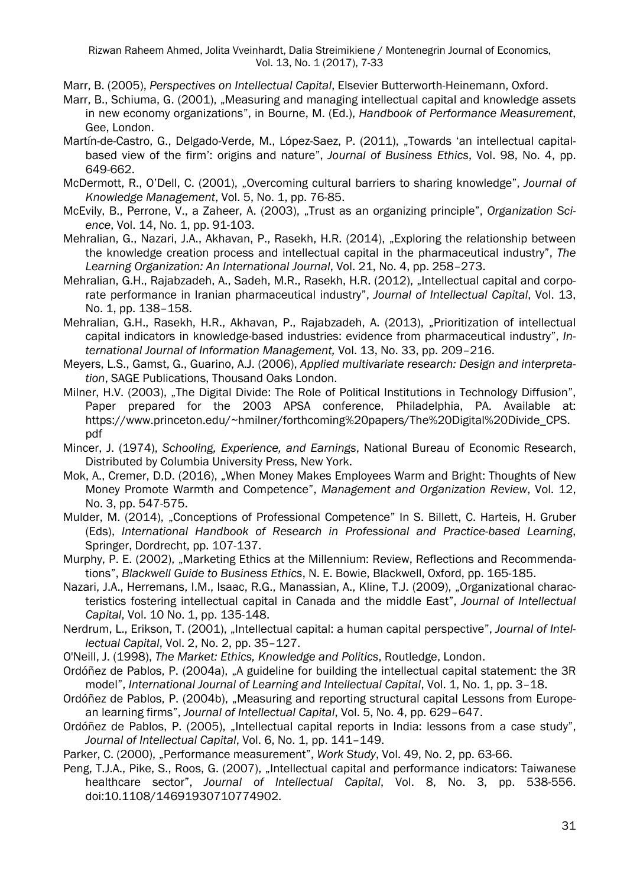Marr, B. (2005), *Perspectives on Intellectual Capital*, Elsevier Butterworth-Heinemann, Oxford.

Marr, B., Schiuma, G. (2001), „Measuring and managing intellectual capital and knowledge assets in new economy organizations", in Bourne, M. (Ed.), *Handbook of Performance Measurement*, Gee, London.

Martín-de-Castro, G., Delgado-Verde, M., López-Saez, P. (2011), „Towards 'an intellectual capital-based view of the firm': origins and nature", *Journal of Business Ethics*, Vol. 98, No. 4, pp. 649-662.

McDermott, R., O'Dell, C. (2001), „Overcoming cultural barriers to sharing knowledge", *Journal of Knowledge Management*, Vol. 5, No. 1, pp. 76-85.

McEvily, B., Perrone, V., a Zaheer, A. (2003), „Trust as an organizing principle", *Organization Science*, Vol. 14, No. 1, pp. 91-103.

Mehralian, G., Nazari, J.A., Akhavan, P., Rasekh, H.R. (2014), „Exploring the relationship between the knowledge creation process and intellectual capital in the pharmaceutical industry", *The Learning Organization: An International Journal*, Vol. 21, No. 4, pp. 258–273.

Mehralian, G.H., Rajabzadeh, A., Sadeh, M.R., Rasekh, H.R. (2012), „Intellectual capital and corporate performance in Iranian pharmaceutical industry", *Journal of Intellectual Capital*, Vol. 13, No. 1, pp. 138–158.

Mehralian, G.H., Rasekh, H.R., Akhavan, P., Rajabzadeh, A. (2013), „Prioritization of intellectual capital indicators in knowledge-based industries: evidence from pharmaceutical industry", *International Journal of Information Management,* Vol. 13, No. 33, pp. 209–216.

Meyers, L.S., Gamst, G., Guarino, A.J. (2006), *Applied multivariate research: Design and interpretation*, SAGE Publications, Thousand Oaks London.

Milner, H.V. (2003), „The Digital Divide: The Role of Political Institutions in Technology Diffusion", Paper prepared for the 2003 APSA conference, Philadelphia, PA. Available at: https://www.princeton.edu/~hmilner/forthcoming%20papers/The%20Digital%20Divide_CPS.pdf

Mincer, J. (1974), *Schooling, Experience, and Earnings*, National Bureau of Economic Research, Distributed by Columbia University Press, New York.

Mok, A., Cremer, D.D. (2016), „When Money Makes Employees Warm and Bright: Thoughts of New Money Promote Warmth and Competence", *Management and Organization Review*, Vol. 12, No. 3, pp. 547-575.

Mulder, M. (2014), „Conceptions of Professional Competence" In S. Billett, C. Harteis, H. Gruber (Eds), *International Handbook of Research in Professional and Practice-based Learning*, Springer, Dordrecht, pp. 107-137.

Murphy, P. E. (2002), „Marketing Ethics at the Millennium: Review, Reflections and Recommendations", *Blackwell Guide to Business Ethics*, N. E. Bowie, Blackwell, Oxford, pp. 165-185.

Nazari, J.A., Herremans, I.M., Isaac, R.G., Manassian, A., Kline, T.J. (2009), „Organizational characteristics fostering intellectual capital in Canada and the middle East", *Journal of Intellectual Capital*, Vol. 10 No. 1, pp. 135-148.

Nerdrum, L., Erikson, T. (2001), „Intellectual capital: a human capital perspective", *Journal of Intellectual Capital*, Vol. 2, No. 2, pp. 35–127.

O'Neill, J. (1998), *The Market: Ethics, Knowledge and Politics*, Routledge, London.

Ordóñez de Pablos, P. (2004a), „A guideline for building the intellectual capital statement: the 3R model", *International Journal of Learning and Intellectual Capital*, Vol. 1, No. 1, pp. 3–18.

Ordóñez de Pablos, P. (2004b), „Measuring and reporting structural capital Lessons from European learning firms", *Journal of Intellectual Capital*, Vol. 5, No. 4, pp. 629–647.

Ordóñez de Pablos, P. (2005), „Intellectual capital reports in India: lessons from a case study", *Journal of Intellectual Capital*, Vol. 6, No. 1, pp. 141–149.

Parker, C. (2000), „Performance measurement", *Work Study*, Vol. 49, No. 2, pp. 63-66.

Peng, T.J.A., Pike, S., Roos, G. (2007), „Intellectual capital and performance indicators: Taiwanese healthcare sector", *Journal of Intellectual Capital*, Vol. 8, No. 3, pp. 538-556. doi:10.1108/14691930710774902.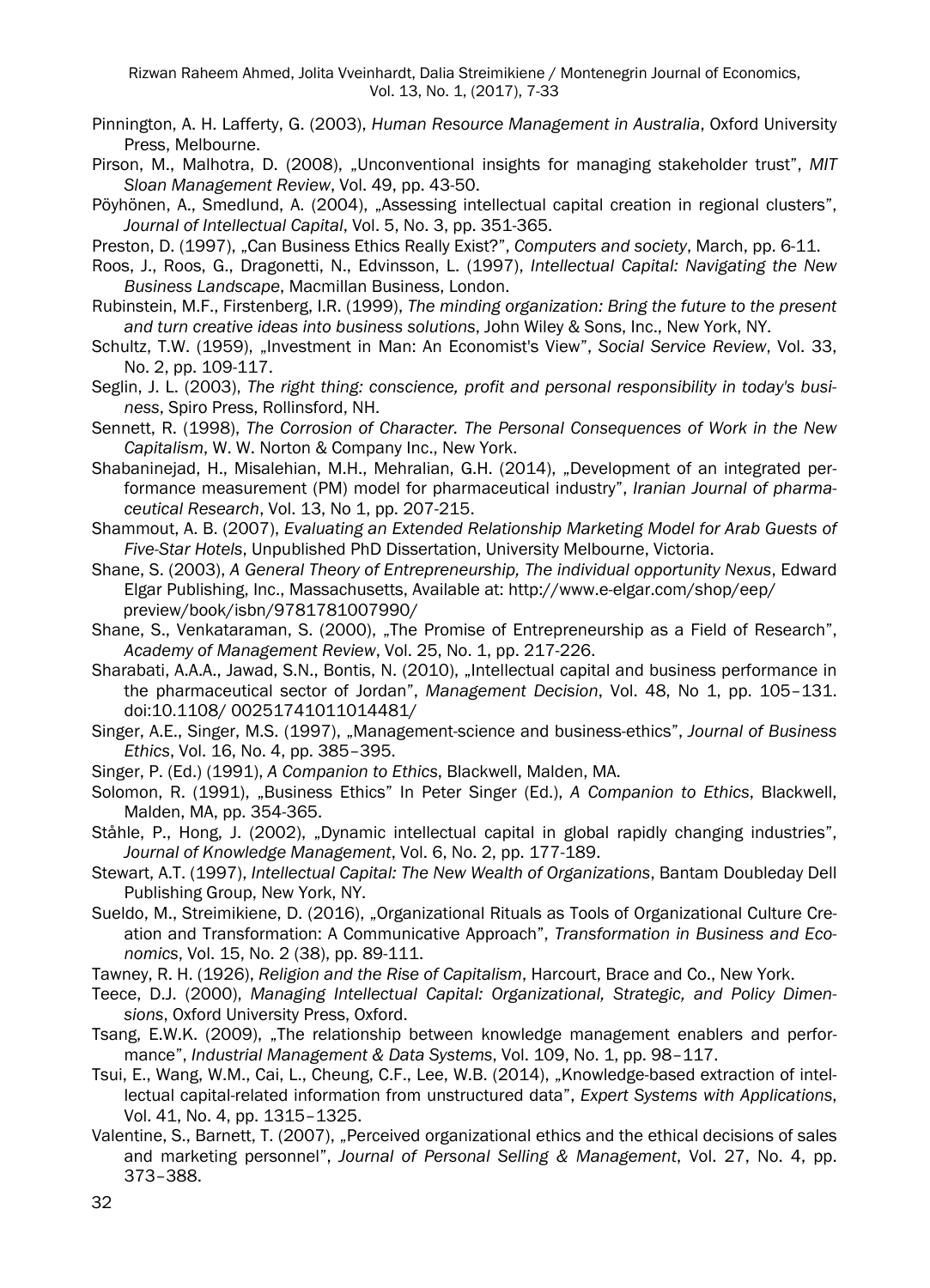Pinnington, A. H. Lafferty, G. (2003), *Human Resource Management in Australia*, Oxford University Press, Melbourne.

Pirson, M., Malhotra, D. (2008), „Unconventional insights for managing stakeholder trust", *MIT Sloan Management Review*, Vol. 49, pp. 43-50.

Pöyhönen, A., Smedlund, A. (2004), „Assessing intellectual capital creation in regional clusters", *Journal of Intellectual Capital*, Vol. 5, No. 3, pp. 351-365.

Preston, D. (1997), „Can Business Ethics Really Exist?", *Computers and society*, March, pp. 6-11.

Roos, J., Roos, G., Dragonetti, N., Edvinsson, L. (1997), *Intellectual Capital: Navigating the New Business Landscape*, Macmillan Business, London.

Rubinstein, M.F., Firstenberg, I.R. (1999), *The minding organization: Bring the future to the present and turn creative ideas into business solutions*, John Wiley & Sons, Inc., New York, NY.

Schultz, T.W. (1959), „Investment in Man: An Economist's View", *Social Service Review*, Vol. 33, No. 2, pp. 109-117.

Seglin, J. L. (2003), *The right thing: conscience, profit and personal responsibility in today's business*, Spiro Press, Rollinsford, NH.

Sennett, R. (1998), *The Corrosion of Character. The Personal Consequences of Work in the New Capitalism*, W. W. Norton & Company Inc., New York.

Shabaninejad, H., Misalehian, M.H., Mehralian, G.H. (2014), „Development of an integrated performance measurement (PM) model for pharmaceutical industry", *Iranian Journal of pharmaceutical Research*, Vol. 13, No 1, pp. 207-215.

Shammout, A. B. (2007), *Evaluating an Extended Relationship Marketing Model for Arab Guests of Five-Star Hotels*, Unpublished PhD Dissertation, University Melbourne, Victoria.

Shane, S. (2003), *A General Theory of Entrepreneurship, The individual opportunity Nexus*, Edward Elgar Publishing, Inc., Massachusetts, Available at: http://www.e-elgar.com/shop/eep/preview/book/isbn/9781781007990/

Shane, S., Venkataraman, S. (2000), „The Promise of Entrepreneurship as a Field of Research", *Academy of Management Review*, Vol. 25, No. 1, pp. 217-226.

Sharabati, A.A.A., Jawad, S.N., Bontis, N. (2010), „Intellectual capital and business performance in the pharmaceutical sector of Jordan", *Management Decision*, Vol. 48, No 1, pp. 105–131. doi:10.1108/ 00251741011014481/

Singer, A.E., Singer, M.S. (1997), „Management-science and business-ethics", *Journal of Business Ethics*, Vol. 16, No. 4, pp. 385–395.

Singer, P. (Ed.) (1991), *A Companion to Ethics*, Blackwell, Malden, MA.

Solomon, R. (1991), „Business Ethics" In Peter Singer (Ed.), *A Companion to Ethics*, Blackwell, Malden, MA, pp. 354-365.

Ståhle, P., Hong, J. (2002), „Dynamic intellectual capital in global rapidly changing industries", *Journal of Knowledge Management*, Vol. 6, No. 2, pp. 177-189.

Stewart, A.T. (1997), *Intellectual Capital: The New Wealth of Organizations*, Bantam Doubleday Dell Publishing Group, New York, NY.

Sueldo, M., Streimikiene, D. (2016), „Organizational Rituals as Tools of Organizational Culture Creation and Transformation: A Communicative Approach", *Transformation in Business and Economics*, Vol. 15, No. 2 (38), pp. 89-111.

Tawney, R. H. (1926), *Religion and the Rise of Capitalism*, Harcourt, Brace and Co., New York.

Teece, D.J. (2000), *Managing Intellectual Capital: Organizational, Strategic, and Policy Dimensions*, Oxford University Press, Oxford.

Tsang, E.W.K. (2009), „The relationship between knowledge management enablers and performance", *Industrial Management & Data Systems*, Vol. 109, No. 1, pp. 98–117.

Tsui, E., Wang, W.M., Cai, L., Cheung, C.F., Lee, W.B. (2014), „Knowledge-based extraction of intellectual capital-related information from unstructured data", *Expert Systems with Applications*, Vol. 41, No. 4, pp. 1315–1325.

Valentine, S., Barnett, T. (2007), „Perceived organizational ethics and the ethical decisions of sales and marketing personnel", *Journal of Personal Selling & Management*, Vol. 27, No. 4, pp. 373–388.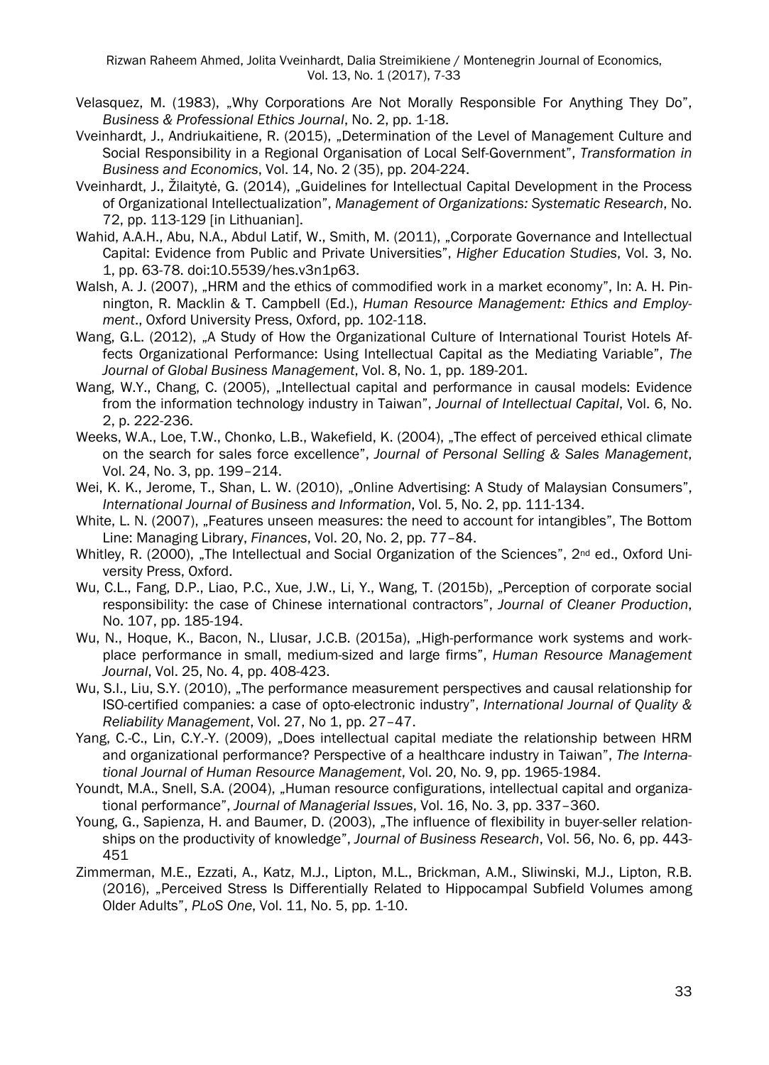Velasquez, M. (1983), „Why Corporations Are Not Morally Responsible For Anything They Do", *Business & Professional Ethics Journal*, No. 2, pp. 1-18.

Vveinhardt, J., Andriukaitiene, R. (2015), „Determination of the Level of Management Culture and Social Responsibility in a Regional Organisation of Local Self-Government", *Transformation in Business and Economics*, Vol. 14, No. 2 (35), pp. 204-224.

Vveinhardt, J., Žilaitytė, G. (2014), „Guidelines for Intellectual Capital Development in the Process of Organizational Intellectualization", *Management of Organizations: Systematic Research*, No. 72, pp. 113-129 [in Lithuanian].

Wahid, A.A.H., Abu, N.A., Abdul Latif, W., Smith, M. (2011), „Corporate Governance and Intellectual Capital: Evidence from Public and Private Universities", *Higher Education Studies*, Vol. 3, No. 1, pp. 63-78. doi:10.5539/hes.v3n1p63.

Walsh, A. J. (2007), „HRM and the ethics of commodified work in a market economy", In: A. H. Pinnington, R. Macklin & T. Campbell (Ed.), *Human Resource Management: Ethics and Employment*., Oxford University Press, Oxford, pp. 102-118.

Wang, G.L. (2012), „A Study of How the Organizational Culture of International Tourist Hotels Affects Organizational Performance: Using Intellectual Capital as the Mediating Variable", *The Journal of Global Business Management*, Vol. 8, No. 1, pp. 189-201.

Wang, W.Y., Chang, C. (2005), „Intellectual capital and performance in causal models: Evidence from the information technology industry in Taiwan", *Journal of Intellectual Capital*, Vol. 6, No. 2, p. 222-236.

Weeks, W.A., Loe, T.W., Chonko, L.B., Wakefield, K. (2004), „The effect of perceived ethical climate on the search for sales force excellence", *Journal of Personal Selling & Sales Management*, Vol. 24, No. 3, pp. 199–214.

Wei, K. K., Jerome, T., Shan, L. W. (2010), „Online Advertising: A Study of Malaysian Consumers", *International Journal of Business and Information*, Vol. 5, No. 2, pp. 111-134.

White, L. N. (2007), „Features unseen measures: the need to account for intangibles", The Bottom Line: Managing Library, *Finances*, Vol. 20, No. 2, pp. 77–84.

Whitley, R. (2000), „The Intellectual and Social Organization of the Sciences", 2nd ed., Oxford University Press, Oxford.

Wu, C.L., Fang, D.P., Liao, P.C., Xue, J.W., Li, Y., Wang, T. (2015b), „Perception of corporate social responsibility: the case of Chinese international contractors", *Journal of Cleaner Production*, No. 107, pp. 185-194.

Wu, N., Hoque, K., Bacon, N., Llusar, J.C.B. (2015a), „High-performance work systems and workplace performance in small, medium-sized and large firms", *Human Resource Management Journal*, Vol. 25, No. 4, pp. 408-423.

Wu, S.I., Liu, S.Y. (2010), „The performance measurement perspectives and causal relationship for ISO-certified companies: a case of opto-electronic industry", *International Journal of Quality & Reliability Management*, Vol. 27, No 1, pp. 27–47.

Yang, C.-C., Lin, C.Y.-Y. (2009), „Does intellectual capital mediate the relationship between HRM and organizational performance? Perspective of a healthcare industry in Taiwan", *The International Journal of Human Resource Management*, Vol. 20, No. 9, pp. 1965-1984.

Youndt, M.A., Snell, S.A. (2004), „Human resource configurations, intellectual capital and organizational performance", *Journal of Managerial Issues*, Vol. 16, No. 3, pp. 337–360.

Young, G., Sapienza, H. and Baumer, D. (2003), „The influence of flexibility in buyer-seller relationships on the productivity of knowledge", *Journal of Business Research*, Vol. 56, No. 6, pp. 443-451

Zimmerman, M.E., Ezzati, A., Katz, M.J., Lipton, M.L., Brickman, A.M., Sliwinski, M.J., Lipton, R.B. (2016), „Perceived Stress Is Differentially Related to Hippocampal Subfield Volumes among Older Adults", *PLoS One*, Vol. 11, No. 5, pp. 1-10.